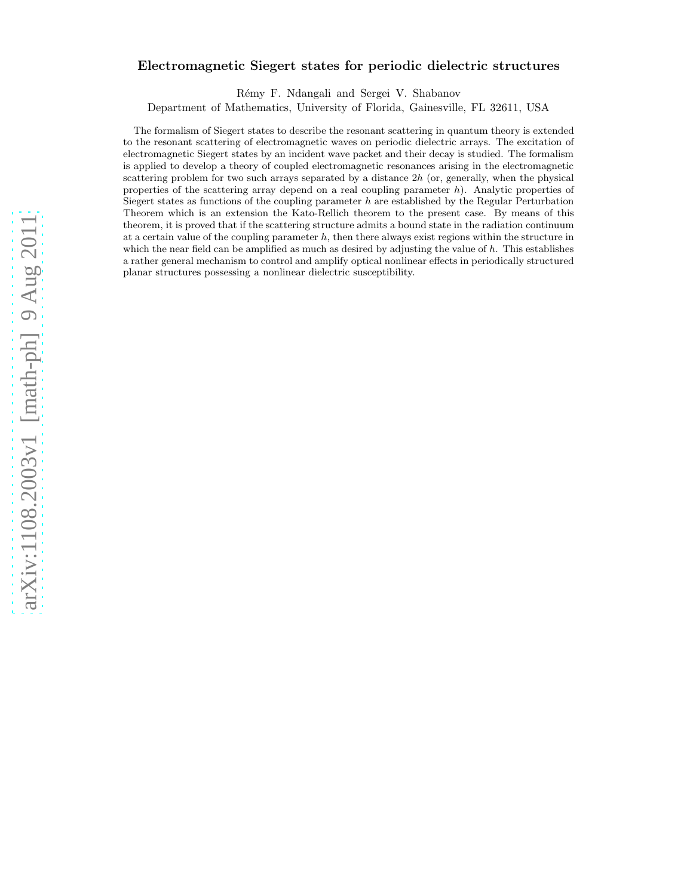# Electromagnetic Siegert states for periodic dielectric structures

Rémy F. Ndangali and Sergei V. Shabanov

Department of Mathematics, University of Florida, Gainesville, FL 32611, USA

The formalism of Siegert states to describe the resonant scattering in quantum theory is extended to the resonant scattering of electromagnetic waves on periodic dielectric arrays. The excitation of electromagnetic Siegert states by an incident wave packet and their decay is studied. The formalism is applied to develop a theory of coupled electromagnetic resonances arising in the electromagnetic scattering problem for two such arrays separated by a distance $2h$ (or, generally, when the physical properties of the scattering array depend on a real coupling parameter $h$). Analytic properties of Siegert states as functions of the coupling parameter $h$ are established by the Regular Perturbation Theorem which is an extension the Kato-Rellich theorem to the present case. By means of this theorem, it is proved that if the scattering structure admits a bound state in the radiation continuum at a certain value of the coupling parameter $h$, then there always exist regions within the structure in which the near field can be amplified as much as desired by adjusting the value of $h$. This establishes a rather general mechanism to control and amplify optical nonlinear effects in periodically structured planar structures possessing a nonlinear dielectric susceptibility.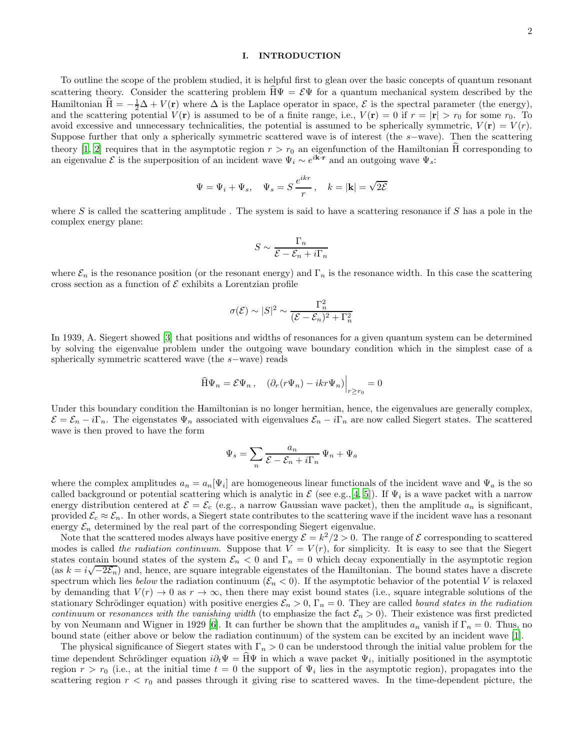## I. INTRODUCTION

To outline the scope of the problem studied, it is helpful first to glean over the basic concepts of quantum resonant scattering theory. Consider the scattering problem $\widehat{\mathrm{H}}\Psi = \mathcal{E}\Psi$ for a quantum mechanical system described by the Hamiltonian $\widehat{\mathrm{H}} = -\frac{1}{2}\Delta + V(\mathbf{r})$ where $\Delta$ is the Laplace operator in space, $\mathcal{E}$ is the spectral parameter (the energy), and the scattering potential $V(\mathbf{r})$ is assumed to be of a finite range, i.e., $V(\mathbf{r}) = 0$ if $r = |\mathbf{r}| > r_0$ for some $r_0$. To avoid excessive and unnecessary technicalities, the potential is assumed to be spherically symmetric, $V(\mathbf{r}) = V(r)$. Suppose further that only a spherically symmetric scattered wave is of interest (the $s-$wave). Then the scattering theory [1, 2] requires that in the asymptotic region $r > r_0$ an eigenfunction of the Hamiltonian $\widehat{\mathrm{H}}$ corresponding to an eigenvalue $\mathcal{E}$ is the superposition of an incident wave $\Psi_i \sim e^{i\mathbf{k}\cdot\mathbf{r}}$ and an outgoing wave $\Psi_s$:

$$\Psi = \Psi_i + \Psi_s, \quad \Psi_s = S\,\frac{e^{ikr}}{r}\,, \quad k = |\mathbf{k}| = \sqrt{2\mathcal{E}}$$

where $S$ is called the scattering amplitude . The system is said to have a scattering resonance if $S$ has a pole in the complex energy plane:

$$S \sim \frac{\Gamma_n}{\mathcal{E} - \mathcal{E}_n + i\Gamma_n}$$

where $\mathcal{E}_n$ is the resonance position (or the resonant energy) and $\Gamma_n$ is the resonance width. In this case the scattering cross section as a function of $\mathcal{E}$ exhibits a Lorentzian profile

$$\sigma(\mathcal{E}) \sim |S|^2 \sim \frac{\Gamma_n^2}{(\mathcal{E} - \mathcal{E}_n)^2 + \Gamma_n^2}$$

In 1939, A. Siegert showed [3] that positions and widths of resonances for a given quantum system can be determined by solving the eigenvalue problem under the outgoing wave boundary condition which in the simplest case of a spherically symmetric scattered wave (the $s-$wave) reads

$$\widehat{\mathrm{H}}\Psi_n = \mathcal{E}\Psi_n\,, \quad \left(\partial_r(r\Psi_n) - ikr\Psi_n\right)\Big|_{r\geq r_0} = 0$$

Under this boundary condition the Hamiltonian is no longer hermitian, hence, the eigenvalues are generally complex, $\mathcal{E} = \mathcal{E}_n - i\Gamma_n$. The eigenstates $\Psi_n$ associated with eigenvalues $\mathcal{E}_n - i\Gamma_n$ are now called Siegert states. The scattered wave is then proved to have the form

$$\Psi_s = \sum_n \frac{a_n}{\mathcal{E} - \mathcal{E}_n + i\Gamma_n}\,\Psi_n + \Psi_a$$

where the complex amplitudes $a_n = a_n[\Psi_i]$ are homogeneous linear functionals of the incident wave and $\Psi_a$ is the so called background or potential scattering which is analytic in $\mathcal{E}$ (see e.g.,[4, 5]). If $\Psi_i$ is a wave packet with a narrow energy distribution centered at $\mathcal{E} = \mathcal{E}_c$ (e.g., a narrow Gaussian wave packet), then the amplitude $a_n$ is significant, provided $\mathcal{E}_c \approx \mathcal{E}_n$. In other words, a Siegert state contributes to the scattering wave if the incident wave has a resonant energy $\mathcal{E}_n$ determined by the real part of the corresponding Siegert eigenvalue.

Note that the scattered modes always have positive energy $\mathcal{E} = k^2/2 > 0$. The range of $\mathcal{E}$ corresponding to scattered modes is called *the radiation continuum*. Suppose that $V = V(r)$, for simplicity. It is easy to see that the Siegert states contain bound states of the system $\mathcal{E}_n < 0$ and $\Gamma_n = 0$ which decay exponentially in the asymptotic region (as $k = i\sqrt{-2\mathcal{E}_n}$) and, hence, are square integrable eigenstates of the Hamiltonian. The bound states have a discrete spectrum which lies *below* the radiation continuum ($\mathcal{E}_n < 0$). If the asymptotic behavior of the potential $V$ is relaxed by demanding that $V(r) \to 0$ as $r \to \infty$, then there may exist bound states (i.e., square integrable solutions of the stationary Schrödinger equation) with positive energies $\mathcal{E}_n > 0$, $\Gamma_n = 0$. They are called *bound states in the radiation continuum* or *resonances with the vanishing width* (to emphasize the fact $\mathcal{E}_n > 0$). Their existence was first predicted by von Neumann and Wigner in 1929 [6]. It can further be shown that the amplitudes $a_n$ vanish if $\Gamma_n = 0$. Thus, no bound state (either above or below the radiation continuum) of the system can be excited by an incident wave [1].

The physical significance of Siegert states with $\Gamma_n > 0$ can be understood through the initial value problem for the time dependent Schrödinger equation $i\partial_t\Psi = \widehat{\mathrm{H}}\Psi$ in which a wave packet $\Psi_i$, initially positioned in the asymptotic region $r > r_0$ (i.e., at the initial time $t = 0$ the support of $\Psi_i$ lies in the asymptotic region), propagates into the scattering region $r < r_0$ and passes through it giving rise to scattered waves. In the time-dependent picture, the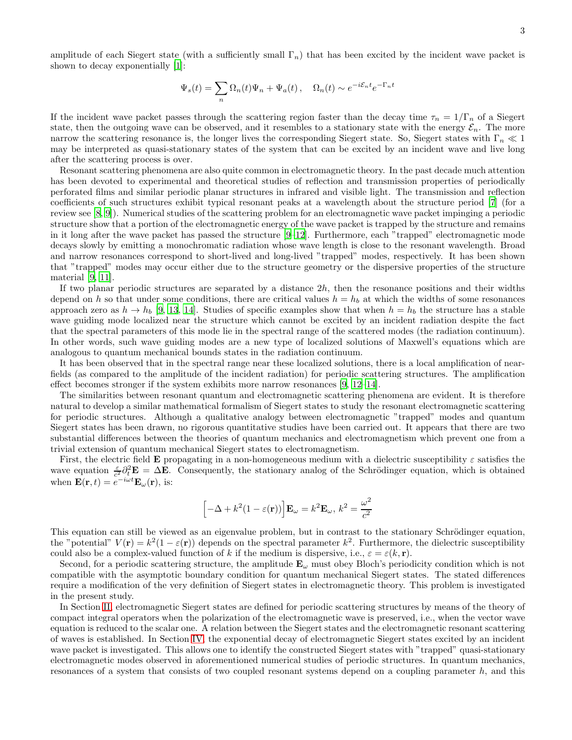amplitude of each Siegert state (with a sufficiently small $\Gamma_n$) that has been excited by the incident wave packet is shown to decay exponentially [1]:

$$\Psi_s(t) = \sum_n \Omega_n(t)\Psi_n + \Psi_a(t)\,, \quad \Omega_n(t) \sim e^{-i\mathcal{E}_n t}e^{-\Gamma_n t}$$

If the incident wave packet passes through the scattering region faster than the decay time $\tau_n = 1/\Gamma_n$ of a Siegert state, then the outgoing wave can be observed, and it resembles to a stationary state with the energy $\mathcal{E}_n$. The more narrow the scattering resonance is, the longer lives the corresponding Siegert state. So, Siegert states with $\Gamma_n \ll 1$ may be interpreted as quasi-stationary states of the system that can be excited by an incident wave and live long after the scattering process is over.

Resonant scattering phenomena are also quite common in electromagnetic theory. In the past decade much attention has been devoted to experimental and theoretical studies of reflection and transmission properties of periodically perforated films and similar periodic planar structures in infrared and visible light. The transmission and reflection coefficients of such structures exhibit typical resonant peaks at a wavelength about the structure period [7] (for a review see [8, 9]). Numerical studies of the scattering problem for an electromagnetic wave packet impinging a periodic structure show that a portion of the electromagnetic energy of the wave packet is trapped by the structure and remains in it long after the wave packet has passed the structure [9–12]. Furthermore, each "trapped" electromagnetic mode decays slowly by emitting a monochromatic radiation whose wave length is close to the resonant wavelength. Broad and narrow resonances correspond to short-lived and long-lived "trapped" modes, respectively. It has been shown that "trapped" modes may occur either due to the structure geometry or the dispersive properties of the structure material [9, 11].

If two planar periodic structures are separated by a distance $2h$, then the resonance positions and their widths depend on $h$ so that under some conditions, there are critical values $h = h_b$ at which the widths of some resonances approach zero as $h \to h_b$ [9, 13, 14]. Studies of specific examples show that when $h = h_b$ the structure has a stable wave guiding mode localized near the structure which cannot be excited by an incident radiation despite the fact that the spectral parameters of this mode lie in the spectral range of the scattered modes (the radiation continuum). In other words, such wave guiding modes are a new type of localized solutions of Maxwell's equations which are analogous to quantum mechanical bounds states in the radiation continuum.

It has been observed that in the spectral range near these localized solutions, there is a local amplification of near-fields (as compared to the amplitude of the incident radiation) for periodic scattering structures. The amplification effect becomes stronger if the system exhibits more narrow resonances [9, 12–14].

The similarities between resonant quantum and electromagnetic scattering phenomena are evident. It is therefore natural to develop a similar mathematical formalism of Siegert states to study the resonant electromagnetic scattering for periodic structures. Although a qualitative analogy between electromagnetic "trapped" modes and quantum Siegert states has been drawn, no rigorous quantitative studies have been carried out. It appears that there are two substantial differences between the theories of quantum mechanics and electromagnetism which prevent one from a trivial extension of quantum mechanical Siegert states to electromagnetism.

First, the electric field $\mathbf{E}$ propagating in a non-homogeneous medium with a dielectric susceptibility $\varepsilon$ satisfies the wave equation $\frac{\varepsilon}{c^2}\partial_t^2\mathbf{E} = \Delta\mathbf{E}$. Consequently, the stationary analog of the Schrödinger equation, which is obtained when $\mathbf{E}(\mathbf{r},t) = e^{-i\omega t}\mathbf{E}_\omega(\mathbf{r})$, is:

$$\Big[-\Delta + k^2(1-\varepsilon(\mathbf{r}))\Big]\mathbf{E}_\omega = k^2\mathbf{E}_\omega,\; k^2 = \frac{\omega^2}{c^2}$$

This equation can still be viewed as an eigenvalue problem, but in contrast to the stationary Schrödinger equation, the "potential" $V(\mathbf{r}) = k^2(1-\varepsilon(\mathbf{r}))$ depends on the spectral parameter $k^2$. Furthermore, the dielectric susceptibility could also be a complex-valued function of $k$ if the medium is dispersive, i.e., $\varepsilon = \varepsilon(k, \mathbf{r})$.

Second, for a periodic scattering structure, the amplitude $\mathbf{E}_\omega$ must obey Bloch's periodicity condition which is not compatible with the asymptotic boundary condition for quantum mechanical Siegert states. The stated differences require a modification of the very definition of Siegert states in electromagnetic theory. This problem is investigated in the present study.

In Section II, electromagnetic Siegert states are defined for periodic scattering structures by means of the theory of compact integral operators when the polarization of the electromagnetic wave is preserved, i.e., when the vector wave equation is reduced to the scalar one. A relation between the Siegert states and the electromagnetic resonant scattering of waves is established. In Section IV, the exponential decay of electromagnetic Siegert states excited by an incident wave packet is investigated. This allows one to identify the constructed Siegert states with "trapped" quasi-stationary electromagnetic modes observed in aforementioned numerical studies of periodic structures. In quantum mechanics, resonances of a system that consists of two coupled resonant systems depend on a coupling parameter $h$, and this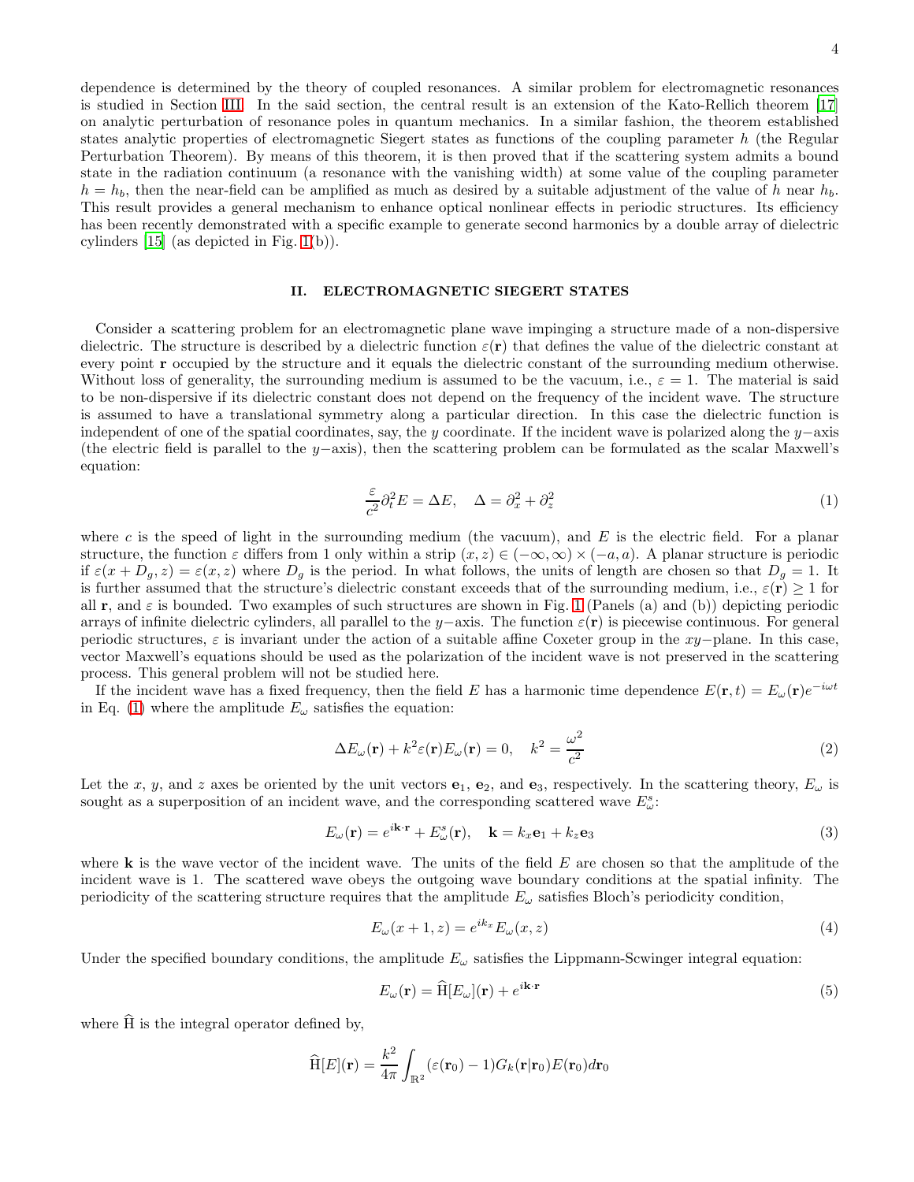dependence is determined by the theory of coupled resonances. A similar problem for electromagnetic resonances is studied in Section III. In the said section, the central result is an extension of the Kato-Rellich theorem [17] on analytic perturbation of resonance poles in quantum mechanics. In a similar fashion, the theorem established states analytic properties of electromagnetic Siegert states as functions of the coupling parameter $h$ (the Regular Perturbation Theorem). By means of this theorem, it is then proved that if the scattering system admits a bound state in the radiation continuum (a resonance with the vanishing width) at some value of the coupling parameter $h = h_b$, then the near-field can be amplified as much as desired by a suitable adjustment of the value of $h$ near $h_b$. This result provides a general mechanism to enhance optical nonlinear effects in periodic structures. Its efficiency has been recently demonstrated with a specific example to generate second harmonics by a double array of dielectric cylinders [15] (as depicted in Fig. 1(b)).

## II. ELECTROMAGNETIC SIEGERT STATES

Consider a scattering problem for an electromagnetic plane wave impinging a structure made of a non-dispersive dielectric. The structure is described by a dielectric function $\varepsilon(\mathbf{r})$ that defines the value of the dielectric constant at every point $\mathbf{r}$ occupied by the structure and it equals the dielectric constant of the surrounding medium otherwise. Without loss of generality, the surrounding medium is assumed to be the vacuum, i.e., $\varepsilon = 1$. The material is said to be non-dispersive if its dielectric constant does not depend on the frequency of the incident wave. The structure is assumed to have a translational symmetry along a particular direction. In this case the dielectric function is independent of one of the spatial coordinates, say, the $y$ coordinate. If the incident wave is polarized along the $y-$axis (the electric field is parallel to the $y-$axis), then the scattering problem can be formulated as the scalar Maxwell's equation:

$$\frac{\varepsilon}{c^2}\partial_t^2 E = \Delta E, \quad \Delta = \partial_x^2 + \partial_z^2 \tag{1}$$

where $c$ is the speed of light in the surrounding medium (the vacuum), and $E$ is the electric field. For a planar structure, the function $\varepsilon$ differs from 1 only within a strip $(x, z) \in (-\infty, \infty) \times (-a, a)$. A planar structure is periodic if $\varepsilon(x + D_g, z) = \varepsilon(x, z)$ where $D_g$ is the period. In what follows, the units of length are chosen so that $D_g = 1$. It is further assumed that the structure's dielectric constant exceeds that of the surrounding medium, i.e., $\varepsilon(\mathbf{r}) \geq 1$ for all $\mathbf{r}$, and $\varepsilon$ is bounded. Two examples of such structures are shown in Fig. 1 (Panels (a) and (b)) depicting periodic arrays of infinite dielectric cylinders, all parallel to the $y-$axis. The function $\varepsilon(\mathbf{r})$ is piecewise continuous. For general periodic structures, $\varepsilon$ is invariant under the action of a suitable affine Coxeter group in the $xy-$plane. In this case, vector Maxwell's equations should be used as the polarization of the incident wave is not preserved in the scattering process. This general problem will not be studied here.

If the incident wave has a fixed frequency, then the field $E$ has a harmonic time dependence $E(\mathbf{r}, t) = E_\omega(\mathbf{r})e^{-i\omega t}$ in Eq. (1) where the amplitude $E_\omega$ satisfies the equation:

$$\Delta E_\omega(\mathbf{r}) + k^2\varepsilon(\mathbf{r})E_\omega(\mathbf{r}) = 0, \quad k^2 = \frac{\omega^2}{c^2} \tag{2}$$

Let the $x$, $y$, and $z$ axes be oriented by the unit vectors $\mathbf{e}_1$, $\mathbf{e}_2$, and $\mathbf{e}_3$, respectively. In the scattering theory, $E_\omega$ is sought as a superposition of an incident wave, and the corresponding scattered wave $E^s_\omega$:

$$E_\omega(\mathbf{r}) = e^{i\mathbf{k}\cdot\mathbf{r}} + E^s_\omega(\mathbf{r}), \quad \mathbf{k} = k_x\mathbf{e}_1 + k_z\mathbf{e}_3 \tag{3}$$

where $\mathbf{k}$ is the wave vector of the incident wave. The units of the field $E$ are chosen so that the amplitude of the incident wave is 1. The scattered wave obeys the outgoing wave boundary conditions at the spatial infinity. The periodicity of the scattering structure requires that the amplitude $E_\omega$ satisfies Bloch's periodicity condition,

$$E_\omega(x + 1, z) = e^{ik_x}E_\omega(x, z) \tag{4}$$

Under the specified boundary conditions, the amplitude $E_\omega$ satisfies the Lippmann-Scwinger integral equation:

$$E_\omega(\mathbf{r}) = \widehat{\mathrm{H}}[E_\omega](\mathbf{r}) + e^{i\mathbf{k}\cdot\mathbf{r}} \tag{5}$$

where $\widehat{\mathrm{H}}$ is the integral operator defined by,

$$\widehat{\mathrm{H}}[E](\mathbf{r}) = \frac{k^2}{4\pi}\int_{\mathbb{R}^2}(\varepsilon(\mathbf{r}_0) - 1)G_k(\mathbf{r}|\mathbf{r}_0)E(\mathbf{r}_0)d\mathbf{r}_0$$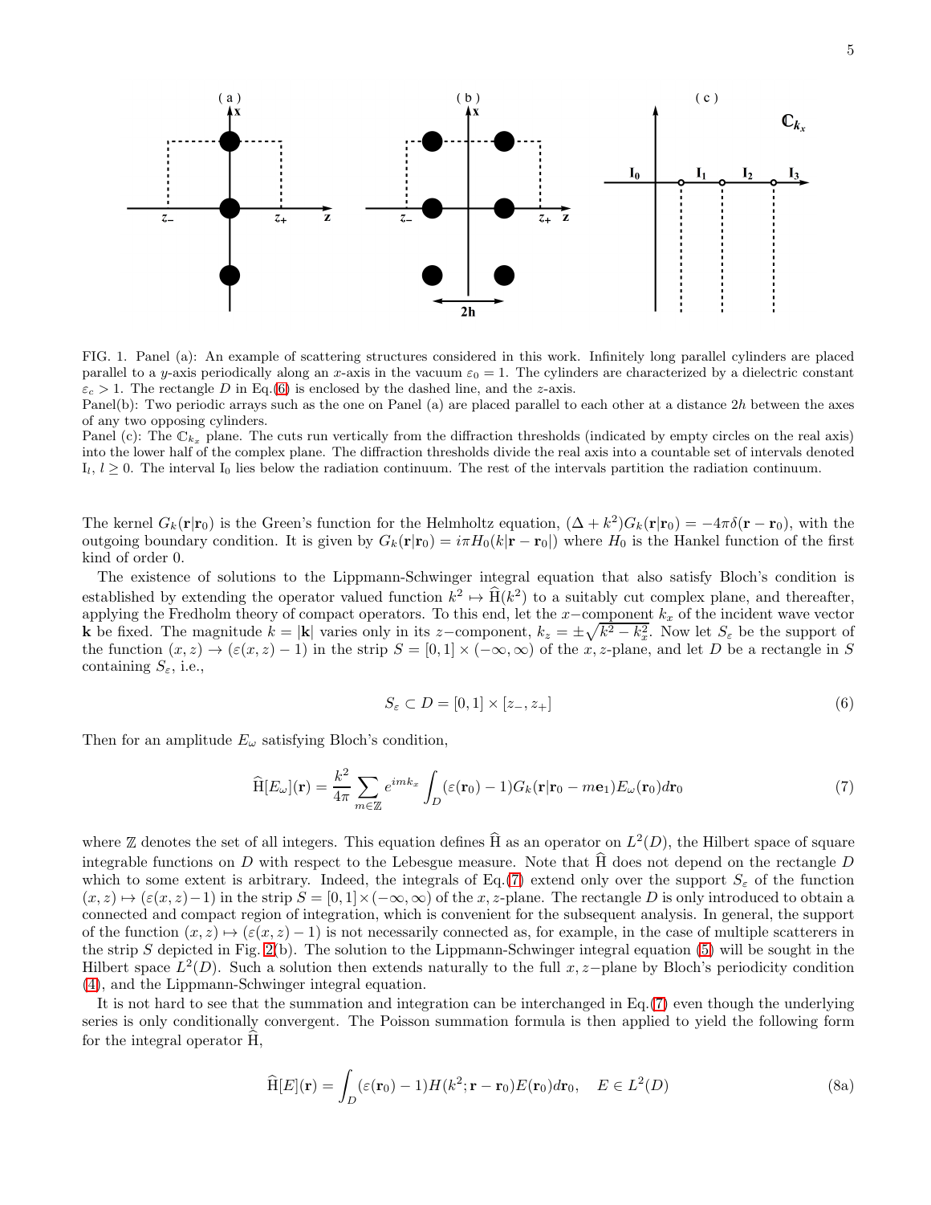FIG. 1. Panel (a): An example of scattering structures considered in this work. Infinitely long parallel cylinders are placed parallel to a $y$-axis periodically along an $x$-axis in the vacuum $\varepsilon_0 = 1$. The cylinders are characterized by a dielectric constant $\varepsilon_c > 1$. The rectangle $D$ in Eq.(6) is enclosed by the dashed line, and the $z$-axis.
Panel(b): Two periodic arrays such as the one on Panel (a) are placed parallel to each other at a distance $2h$ between the axes of any two opposing cylinders.
Panel (c): The $\mathbb{C}_{k_x}$ plane. The cuts run vertically from the diffraction thresholds (indicated by empty circles on the real axis) into the lower half of the complex plane. The diffraction thresholds divide the real axis into a countable set of intervals denoted $\mathrm{I}_l$, $l \geq 0$. The interval $\mathrm{I}_0$ lies below the radiation continuum. The rest of the intervals partition the radiation continuum.

The kernel $G_k(\mathbf{r}|\mathbf{r}_0)$ is the Green's function for the Helmholtz equation, $(\Delta + k^2)G_k(\mathbf{r}|\mathbf{r}_0) = -4\pi\delta(\mathbf{r} - \mathbf{r}_0)$, with the outgoing boundary condition. It is given by $G_k(\mathbf{r}|\mathbf{r}_0) = i\pi H_0(k|\mathbf{r} - \mathbf{r}_0|)$ where $H_0$ is the Hankel function of the first kind of order 0.

The existence of solutions to the Lippmann-Schwinger integral equation that also satisfy Bloch's condition is established by extending the operator valued function $k^2 \mapsto \widehat{\mathrm{H}}(k^2)$ to a suitably cut complex plane, and thereafter, applying the Fredholm theory of compact operators. To this end, let the $x-$component $k_x$ of the incident wave vector $\mathbf{k}$ be fixed. The magnitude $k = |\mathbf{k}|$ varies only in its $z-$component, $k_z = \pm\sqrt{k^2 - k_x^2}$. Now let $S_\varepsilon$ be the support of the function $(x, z) \to (\varepsilon(x, z) - 1)$ in the strip $S = [0, 1] \times (-\infty, \infty)$ of the $x, z$-plane, and let $D$ be a rectangle in $S$ containing $S_\varepsilon$, i.e.,

$$S_\varepsilon \subset D = [0, 1] \times [z_-, z_+] \tag{6}$$

Then for an amplitude $E_\omega$ satisfying Bloch's condition,

$$\widehat{\mathrm{H}}[E_\omega](\mathbf{r}) = \frac{k^2}{4\pi} \sum_{m\in\mathbb{Z}} e^{imk_x} \int_D (\varepsilon(\mathbf{r}_0) - 1)G_k(\mathbf{r}|\mathbf{r}_0 - m\mathbf{e}_1)E_\omega(\mathbf{r}_0)d\mathbf{r}_0 \tag{7}$$

where $\mathbb{Z}$ denotes the set of all integers. This equation defines $\widehat{\mathrm{H}}$ as an operator on $L^2(D)$, the Hilbert space of square integrable functions on $D$ with respect to the Lebesgue measure. Note that $\widehat{\mathrm{H}}$ does not depend on the rectangle $D$ which to some extent is arbitrary. Indeed, the integrals of Eq.(7) extend only over the support $S_\varepsilon$ of the function $(x, z) \mapsto (\varepsilon(x, z) - 1)$ in the strip $S = [0, 1] \times (-\infty, \infty)$ of the $x, z$-plane. The rectangle $D$ is only introduced to obtain a connected and compact region of integration, which is convenient for the subsequent analysis. In general, the support of the function $(x, z) \mapsto (\varepsilon(x, z) - 1)$ is not necessarily connected as, for example, in the case of multiple scatterers in the strip $S$ depicted in Fig. 2(b). The solution to the Lippmann-Schwinger integral equation (5) will be sought in the Hilbert space $L^2(D)$. Such a solution then extends naturally to the full $x, z-$plane by Bloch's periodicity condition (4), and the Lippmann-Schwinger integral equation.

It is not hard to see that the summation and integration can be interchanged in Eq.(7) even though the underlying series is only conditionally convergent. The Poisson summation formula is then applied to yield the following form for the integral operator $\widehat{\mathrm{H}}$,

$$\widehat{\mathrm{H}}[E](\mathbf{r}) = \int_D (\varepsilon(\mathbf{r}_0) - 1)H(k^2; \mathbf{r} - \mathbf{r}_0)E(\mathbf{r}_0)d\mathbf{r}_0, \quad E \in L^2(D) \tag{8a}$$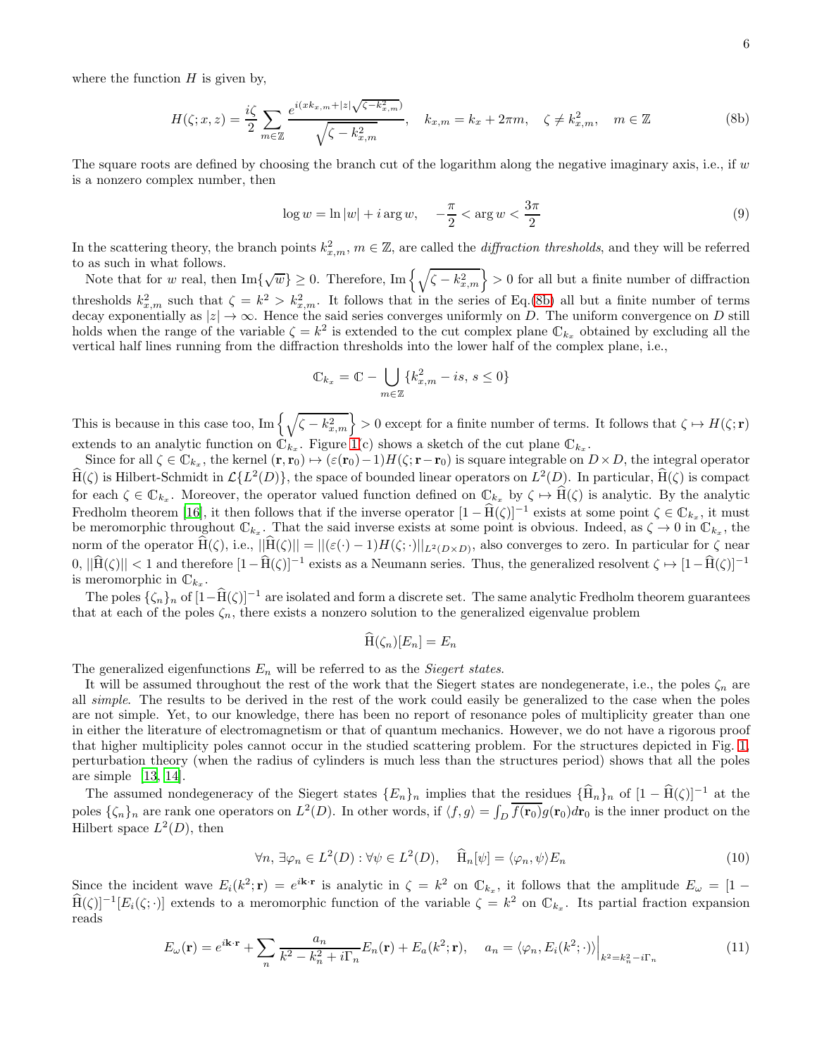where the function $H$ is given by,

$$H(\zeta; x, z) = \frac{i\zeta}{2} \sum_{m\in\mathbb{Z}} \frac{e^{i(xk_{x,m}+|z|\sqrt{\zeta-k_{x,m}^2})}}{\sqrt{\zeta-k_{x,m}^2}}, \quad k_{x,m} = k_x + 2\pi m, \quad \zeta \neq k_{x,m}^2, \quad m \in \mathbb{Z} \tag{8b}$$

The square roots are defined by choosing the branch cut of the logarithm along the negative imaginary axis, i.e., if $w$ is a nonzero complex number, then

$$\log w = \ln|w| + i \arg w, \quad -\frac{\pi}{2} < \arg w < \frac{3\pi}{2} \tag{9}$$

In the scattering theory, the branch points $k_{x,m}^2$, $m \in \mathbb{Z}$, are called the *diffraction thresholds*, and they will be referred to as such in what follows.

Note that for $w$ real, then $\mathrm{Im}\{\sqrt{w}\} \geq 0$. Therefore, $\mathrm{Im}\left\{\sqrt{\zeta - k_{x,m}^2}\right\} > 0$ for all but a finite number of diffraction thresholds $k_{x,m}^2$ such that $\zeta = k^2 > k_{x,m}^2$. It follows that in the series of Eq.(8b) all but a finite number of terms decay exponentially as $|z| \to \infty$. Hence the said series converges uniformly on $D$. The uniform convergence on $D$ still holds when the range of the variable $\zeta = k^2$ is extended to the cut complex plane $\mathbb{C}_{k_x}$ obtained by excluding all the vertical half lines running from the diffraction thresholds into the lower half of the complex plane, i.e.,

$$\mathbb{C}_{k_x} = \mathbb{C} - \bigcup_{m\in\mathbb{Z}} \{k_{x,m}^2 - is,\ s \leq 0\}$$

This is because in this case too, $\mathrm{Im}\left\{\sqrt{\zeta - k_{x,m}^2}\right\} > 0$ except for a finite number of terms. It follows that $\zeta \mapsto H(\zeta; \mathbf{r})$ extends to an analytic function on $\mathbb{C}_{k_x}$. Figure 1(c) shows a sketch of the cut plane $\mathbb{C}_{k_x}$.

Since for all $\zeta \in \mathbb{C}_{k_x}$, the kernel $(\mathbf{r}, \mathbf{r}_0) \mapsto (\varepsilon(\mathbf{r}_0) - 1)H(\zeta; \mathbf{r} - \mathbf{r}_0)$ is square integrable on $D \times D$, the integral operator $\widehat{\mathrm{H}}(\zeta)$ is Hilbert-Schmidt in $\mathcal{L}\{L^2(D)\}$, the space of bounded linear operators on $L^2(D)$. In particular, $\widehat{\mathrm{H}}(\zeta)$ is compact for each $\zeta \in \mathbb{C}_{k_x}$. Moreover, the operator valued function defined on $\mathbb{C}_{k_x}$ by $\zeta \mapsto \widehat{\mathrm{H}}(\zeta)$ is analytic. By the analytic Fredholm theorem [16], it then follows that if the inverse operator $[1 - \widehat{\mathrm{H}}(\zeta)]^{-1}$ exists at some point $\zeta \in \mathbb{C}_{k_x}$, it must be meromorphic throughout $\mathbb{C}_{k_x}$. That the said inverse exists at some point is obvious. Indeed, as $\zeta \to 0$ in $\mathbb{C}_{k_x}$, the norm of the operator $\widehat{\mathrm{H}}(\zeta)$, i.e., $||\widehat{\mathrm{H}}(\zeta)|| = ||(\varepsilon(\cdot) - 1)H(\zeta; \cdot)||_{L^2(D\times D)}$, also converges to zero. In particular for $\zeta$ near $0$, $||\widehat{\mathrm{H}}(\zeta)|| < 1$ and therefore $[1 - \widehat{\mathrm{H}}(\zeta)]^{-1}$ exists as a Neumann series. Thus, the generalized resolvent $\zeta \mapsto [1 - \widehat{\mathrm{H}}(\zeta)]^{-1}$ is meromorphic in $\mathbb{C}_{k_x}$.

The poles $\{\zeta_n\}_n$ of $[1 - \widehat{\mathrm{H}}(\zeta)]^{-1}$ are isolated and form a discrete set. The same analytic Fredholm theorem guarantees that at each of the poles $\zeta_n$, there exists a nonzero solution to the generalized eigenvalue problem

$$\widehat{\mathrm{H}}(\zeta_n)[E_n] = E_n$$

The generalized eigenfunctions $E_n$ will be referred to as the *Siegert states*.

It will be assumed throughout the rest of the work that the Siegert states are nondegenerate, i.e., the poles $\zeta_n$ are all *simple*. The results to be derived in the rest of the work could easily be generalized to the case when the poles are not simple. Yet, to our knowledge, there has been no report of resonance poles of multiplicity greater than one in either the literature of electromagnetism or that of quantum mechanics. However, we do not have a rigorous proof that higher multiplicity poles cannot occur in the studied scattering problem. For the structures depicted in Fig. 1, perturbation theory (when the radius of cylinders is much less than the structures period) shows that all the poles are simple [13, 14].

The assumed nondegeneracy of the Siegert states $\{E_n\}_n$ implies that the residues $\{\widehat{\mathrm{H}}_n\}_n$ of $[1 - \widehat{\mathrm{H}}(\zeta)]^{-1}$ at the poles $\{\zeta_n\}_n$ are rank one operators on $L^2(D)$. In other words, if $\langle f, g\rangle = \int_D \overline{f(\mathbf{r}_0)} g(\mathbf{r}_0) d\mathbf{r}_0$ is the inner product on the Hilbert space $L^2(D)$, then

$$\forall n,\ \exists \varphi_n \in L^2(D) : \forall \psi \in L^2(D), \quad \widehat{\mathrm{H}}_n[\psi] = \langle \varphi_n, \psi\rangle E_n \tag{10}$$

Since the incident wave $E_i(k^2; \mathbf{r}) = e^{i\mathbf{k}\cdot\mathbf{r}}$ is analytic in $\zeta = k^2$ on $\mathbb{C}_{k_x}$, it follows that the amplitude $E_\omega = [1 - \widehat{\mathrm{H}}(\zeta)]^{-1}[E_i(\zeta; \cdot)]$ extends to a meromorphic function of the variable $\zeta = k^2$ on $\mathbb{C}_{k_x}$. Its partial fraction expansion reads

$$E_\omega(\mathbf{r}) = e^{i\mathbf{k}\cdot\mathbf{r}} + \sum_n \frac{a_n}{k^2 - k_n^2 + i\Gamma_n} E_n(\mathbf{r}) + E_a(k^2; \mathbf{r}), \quad a_n = \langle \varphi_n, E_i(k^2; \cdot)\rangle\Big|_{k^2 = k_n^2 - i\Gamma_n} \tag{11}$$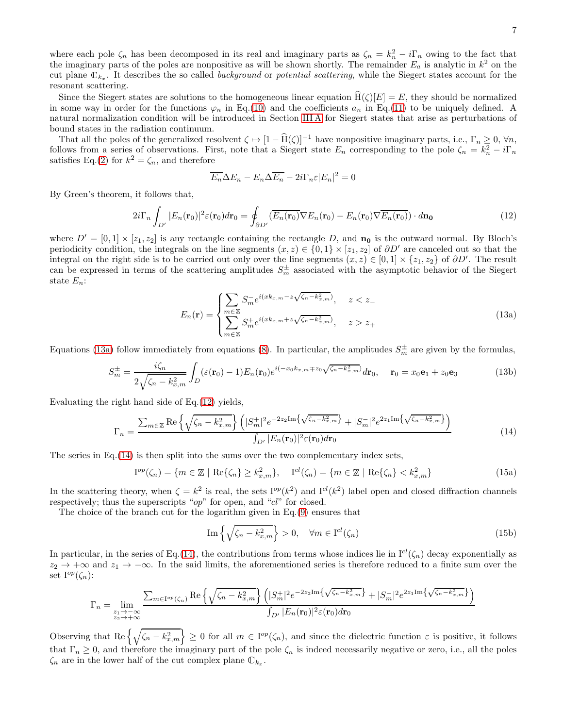where each pole $\zeta_n$ has been decomposed in its real and imaginary parts as $\zeta_n = k_n^2 - i\Gamma_n$ owing to the fact that the imaginary parts of the poles are nonpositive as will be shown shortly. The remainder $E_a$ is analytic in $k^2$ on the cut plane $\mathbb{C}_{k_x}$. It describes the so called *background* or *potential scattering*, while the Siegert states account for the resonant scattering.

Since the Siegert states are solutions to the homogeneous linear equation $\widehat{\mathrm{H}}(\zeta)[E] = E$, they should be normalized in some way in order for the functions $\varphi_n$ in Eq.(10) and the coefficients $a_n$ in Eq.(11) to be uniquely defined. A natural normalization condition will be introduced in Section III A for Siegert states that arise as perturbations of bound states in the radiation continuum.

That all the poles of the generalized resolvent $\zeta \mapsto [1 - \widehat{\mathrm{H}}(\zeta)]^{-1}$ have nonpositive imaginary parts, i.e., $\Gamma_n \geq 0$, $\forall n$, follows from a series of observations. First, note that a Siegert state $E_n$ corresponding to the pole $\zeta_n = k_n^2 - i\Gamma_n$ satisfies Eq.(2) for $k^2 = \zeta_n$, and therefore

$$\overline{E_n}\Delta E_n - E_n\Delta\overline{E_n} - 2i\Gamma_n\varepsilon|E_n|^2 = 0$$

By Green's theorem, it follows that,

$$2i\Gamma_n \int_{D'} |E_n(\mathbf{r}_0)|^2\varepsilon(\mathbf{r}_0)d\mathbf{r}_0 = \oint_{\partial D'} \left(\overline{E_n(\mathbf{r}_0)}\nabla E_n(\mathbf{r}_0) - E_n(\mathbf{r}_0)\nabla\overline{E_n(\mathbf{r}_0)}\right)\cdot d\mathbf{n_0} \tag{12}$$

where $D' = [0,1]\times[z_1, z_2]$ is any rectangle containing the rectangle $D$, and $\mathbf{n_0}$ is the outward normal. By Bloch's periodicity condition, the integrals on the line segments $(x,z) \in \{0,1\}\times[z_1,z_2]$ of $\partial D'$ are canceled out so that the integral on the right side is to be carried out only over the line segments $(x,z) \in [0,1]\times\{z_1,z_2\}$ of $\partial D'$. The result can be expressed in terms of the scattering amplitudes $S_m^{\pm}$ associated with the asymptotic behavior of the Siegert state $E_n$:

$$E_n(\mathbf{r}) = \begin{cases} \displaystyle\sum_{m\in\mathbb{Z}} S_m^- e^{i\left(xk_{x,m} - z\sqrt{\zeta_n - k_{x,m}^2}\right)}, & z < z_- \\ \displaystyle\sum_{m\in\mathbb{Z}} S_m^+ e^{i\left(xk_{x,m} + z\sqrt{\zeta_n - k_{x,m}^2}\right)}, & z > z_+ \end{cases} \tag{13a}$$

Equations (13a) follow immediately from equations (8). In particular, the amplitudes $S_m^{\pm}$ are given by the formulas,

$$S_m^{\pm} = \frac{i\zeta_n}{2\sqrt{\zeta_n - k_{x,m}^2}} \int_D (\varepsilon(\mathbf{r}_0) - 1)E_n(\mathbf{r}_0)e^{i\left(-x_0k_{x,m} \mp z_0\sqrt{\zeta_n - k_{x,m}^2}\right)}d\mathbf{r}_0, \quad \mathbf{r}_0 = x_0\mathbf{e}_1 + z_0\mathbf{e}_3 \tag{13b}$$

Evaluating the right hand side of Eq.(12) yields,

$$\Gamma_n = \frac{\sum_{m\in\mathbb{Z}} \mathrm{Re}\left\{\sqrt{\zeta_n - k_{x,m}^2}\right\}\left(|S_m^+|^2 e^{-2z_2\mathrm{Im}\left\{\sqrt{\zeta_n - k_{x,m}^2}\right\}} + |S_m^-|^2 e^{2z_1\mathrm{Im}\left\{\sqrt{\zeta_n - k_{x,m}^2}\right\}}\right)}{\int_{D'}|E_n(\mathbf{r}_0)|^2\varepsilon(\mathbf{r}_0)d\mathbf{r}_0} \tag{14}$$

The series in Eq.(14) is then split into the sums over the two complementary index sets,

$$\mathrm{I}^{op}(\zeta_n) = \{m \in \mathbb{Z} \mid \mathrm{Re}\{\zeta_n\} \geq k_{x,m}^2\}, \quad \mathrm{I}^{cl}(\zeta_n) = \{m \in \mathbb{Z} \mid \mathrm{Re}\{\zeta_n\} < k_{x,m}^2\} \tag{15a}$$

In the scattering theory, when $\zeta = k^2$ is real, the sets $\mathrm{I}^{op}(k^2)$ and $\mathrm{I}^{cl}(k^2)$ label open and closed diffraction channels respectively; thus the superscripts "*op*" for open, and "*cl*" for closed.

The choice of the branch cut for the logarithm given in Eq.(9) ensures that

$$\mathrm{Im}\left\{\sqrt{\zeta_n - k_{x,m}^2}\right\} > 0, \quad \forall m \in \mathrm{I}^{cl}(\zeta_n) \tag{15b}$$

In particular, in the series of Eq.(14), the contributions from terms whose indices lie in $\mathrm{I}^{cl}(\zeta_n)$ decay exponentially as $z_2 \to +\infty$ and $z_1 \to -\infty$. In the said limits, the aforementioned series is therefore reduced to a finite sum over the set $\mathrm{I}^{op}(\zeta_n)$:

$$\Gamma_n = \lim_{\substack{z_1\to-\infty \\ z_2\to+\infty}} \frac{\sum_{m\in\mathrm{I}^{op}(\zeta_n)} \mathrm{Re}\left\{\sqrt{\zeta_n - k_{x,m}^2}\right\}\left(|S_m^+|^2 e^{-2z_2\mathrm{Im}\left\{\sqrt{\zeta_n - k_{x,m}^2}\right\}} + |S_m^-|^2 e^{2z_1\mathrm{Im}\left\{\sqrt{\zeta_n - k_{x,m}^2}\right\}}\right)}{\int_{D'}|E_n(\mathbf{r}_0)|^2\varepsilon(\mathbf{r}_0)d\mathbf{r}_0}$$

Observing that $\mathrm{Re}\left\{\sqrt{\zeta_n - k_{x,m}^2}\right\} \geq 0$ for all $m \in \mathrm{I}^{op}(\zeta_n)$, and since the dielectric function $\varepsilon$ is positive, it follows that $\Gamma_n \geq 0$, and therefore the imaginary part of the pole $\zeta_n$ is indeed necessarily negative or zero, i.e., all the poles $\zeta_n$ are in the lower half of the cut complex plane $\mathbb{C}_{k_x}$.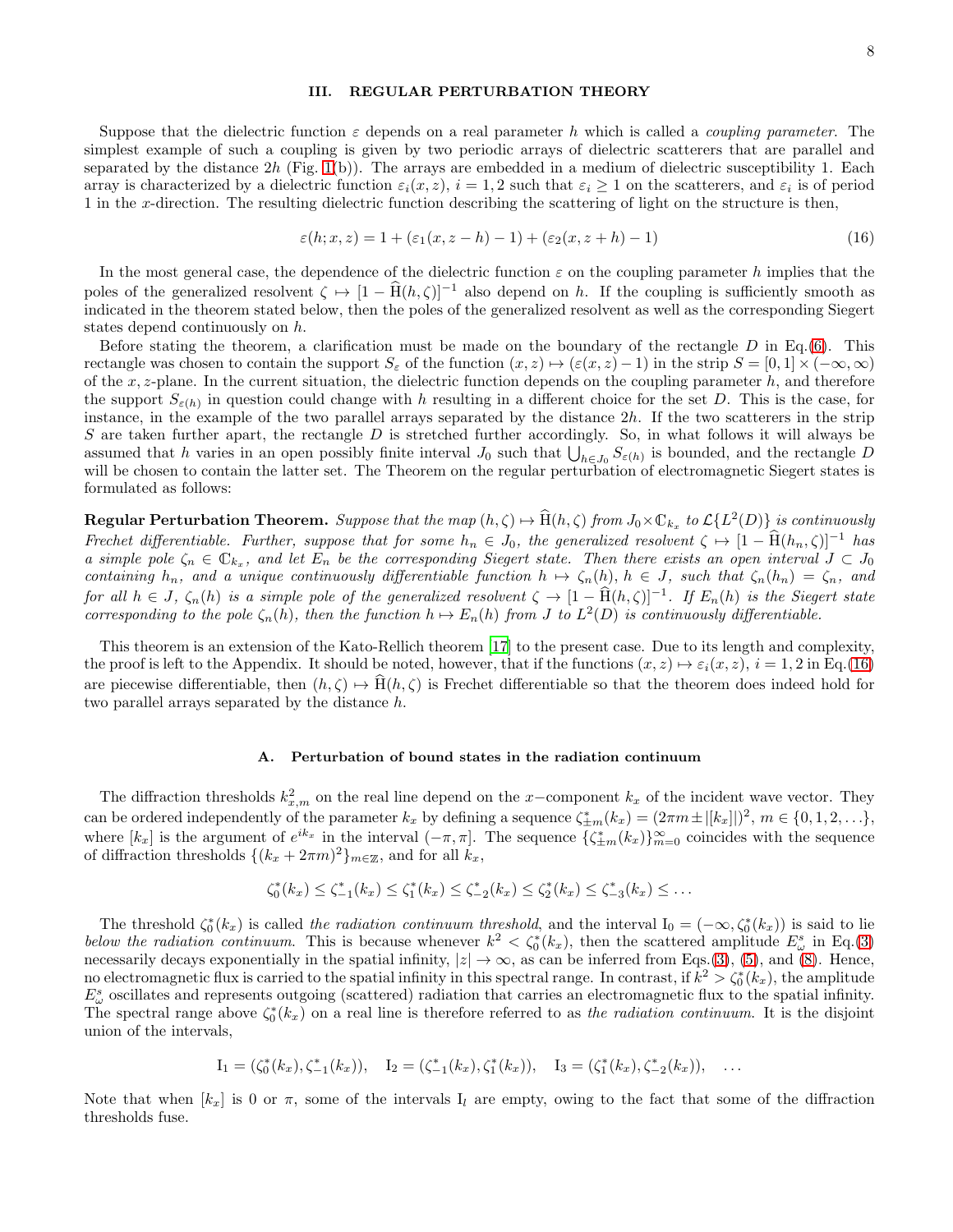## III. REGULAR PERTURBATION THEORY

Suppose that the dielectric function $\varepsilon$ depends on a real parameter $h$ which is called a *coupling parameter*. The simplest example of such a coupling is given by two periodic arrays of dielectric scatterers that are parallel and separated by the distance $2h$ (Fig. 1(b)). The arrays are embedded in a medium of dielectric susceptibility 1. Each array is characterized by a dielectric function $\varepsilon_i(x,z)$, $i=1,2$ such that $\varepsilon_i \geq 1$ on the scatterers, and $\varepsilon_i$ is of period 1 in the $x$-direction. The resulting dielectric function describing the scattering of light on the structure is then,

$$\varepsilon(h;x,z) = 1 + (\varepsilon_1(x,z-h)-1) + (\varepsilon_2(x,z+h)-1) \tag{16}$$

In the most general case, the dependence of the dielectric function $\varepsilon$ on the coupling parameter $h$ implies that the poles of the generalized resolvent $\zeta \mapsto [1-\widehat{\mathrm{H}}(h,\zeta)]^{-1}$ also depend on $h$. If the coupling is sufficiently smooth as indicated in the theorem stated below, then the poles of the generalized resolvent as well as the corresponding Siegert states depend continuously on $h$.

Before stating the theorem, a clarification must be made on the boundary of the rectangle $D$ in Eq.(6). This rectangle was chosen to contain the support $S_\varepsilon$ of the function $(x,z)\mapsto(\varepsilon(x,z)-1)$ in the strip $S=[0,1]\times(-\infty,\infty)$ of the $x,z$-plane. In the current situation, the dielectric function depends on the coupling parameter $h$, and therefore the support $S_{\varepsilon(h)}$ in question could change with $h$ resulting in a different choice for the set $D$. This is the case, for instance, in the example of the two parallel arrays separated by the distance $2h$. If the two scatterers in the strip $S$ are taken further apart, the rectangle $D$ is stretched further accordingly. So, in what follows it will always be assumed that $h$ varies in an open possibly finite interval $J_0$ such that $\bigcup_{h\in J_0} S_{\varepsilon(h)}$ is bounded, and the rectangle $D$ will be chosen to contain the latter set. The Theorem on the regular perturbation of electromagnetic Siegert states is formulated as follows:

**Regular Perturbation Theorem.** *Suppose that the map $(h,\zeta)\mapsto\widehat{\mathrm{H}}(h,\zeta)$ from $J_0\times\mathbb{C}_{k_x}$ to $\mathcal{L}\{L^2(D)\}$ is continuously Frechet differentiable. Further, suppose that for some $h_n\in J_0$, the generalized resolvent $\zeta\mapsto[1-\widehat{\mathrm{H}}(h_n,\zeta)]^{-1}$ has a simple pole $\zeta_n\in\mathbb{C}_{k_x}$, and let $E_n$ be the corresponding Siegert state. Then there exists an open interval $J\subset J_0$ containing $h_n$, and a unique continuously differentiable function $h\mapsto\zeta_n(h)$, $h\in J$, such that $\zeta_n(h_n)=\zeta_n$, and for all $h\in J$, $\zeta_n(h)$ is a simple pole of the generalized resolvent $\zeta\to[1-\widehat{\mathrm{H}}(h,\zeta)]^{-1}$. If $E_n(h)$ is the Siegert state corresponding to the pole $\zeta_n(h)$, then the function $h\mapsto E_n(h)$ from $J$ to $L^2(D)$ is continuously differentiable.*

This theorem is an extension of the Kato-Rellich theorem [17] to the present case. Due to its length and complexity, the proof is left to the Appendix. It should be noted, however, that if the functions $(x,z)\mapsto\varepsilon_i(x,z)$, $i=1,2$ in Eq.(16) are piecewise differentiable, then $(h,\zeta)\mapsto\widehat{\mathrm{H}}(h,\zeta)$ is Frechet differentiable so that the theorem does indeed hold for two parallel arrays separated by the distance $h$.

### A. Perturbation of bound states in the radiation continuum

The diffraction thresholds $k_{x,m}^2$ on the real line depend on the $x-$component $k_x$ of the incident wave vector. They can be ordered independently of the parameter $k_x$ by defining a sequence $\zeta^*_{\pm m}(k_x)=(2\pi m\pm|[k_x]|)^2$, $m\in\{0,1,2,\ldots\}$, where $[k_x]$ is the argument of $e^{ik_x}$ in the interval $(-\pi,\pi]$. The sequence $\{\zeta^*_{\pm m}(k_x)\}_{m=0}^\infty$ coincides with the sequence of diffraction thresholds $\{(k_x+2\pi m)^2\}_{m\in\mathbb{Z}}$, and for all $k_x$,

$$\zeta^*_0(k_x)\leq\zeta^*_{-1}(k_x)\leq\zeta^*_1(k_x)\leq\zeta^*_{-2}(k_x)\leq\zeta^*_2(k_x)\leq\zeta^*_{-3}(k_x)\leq\ldots$$

The threshold $\zeta^*_0(k_x)$ is called *the radiation continuum threshold*, and the interval $\mathrm{I}_0=(-\infty,\zeta^*_0(k_x))$ is said to lie *below the radiation continuum*. This is because whenever $k^2<\zeta^*_0(k_x)$, then the scattered amplitude $E^s_\omega$ in Eq.(3) necessarily decays exponentially in the spatial infinity, $|z|\to\infty$, as can be inferred from Eqs.(3), (5), and (8). Hence, no electromagnetic flux is carried to the spatial infinity in this spectral range. In contrast, if $k^2>\zeta^*_0(k_x)$, the amplitude $E^s_\omega$ oscillates and represents outgoing (scattered) radiation that carries an electromagnetic flux to the spatial infinity. The spectral range above $\zeta^*_0(k_x)$ on a real line is therefore referred to as *the radiation continuum*. It is the disjoint union of the intervals,

$$\mathrm{I}_1=(\zeta^*_0(k_x),\zeta^*_{-1}(k_x)),\quad \mathrm{I}_2=(\zeta^*_{-1}(k_x),\zeta^*_1(k_x)),\quad \mathrm{I}_3=(\zeta^*_1(k_x),\zeta^*_{-2}(k_x)),\quad\ldots$$

Note that when $[k_x]$ is 0 or $\pi$, some of the intervals $\mathrm{I}_l$ are empty, owing to the fact that some of the diffraction thresholds fuse.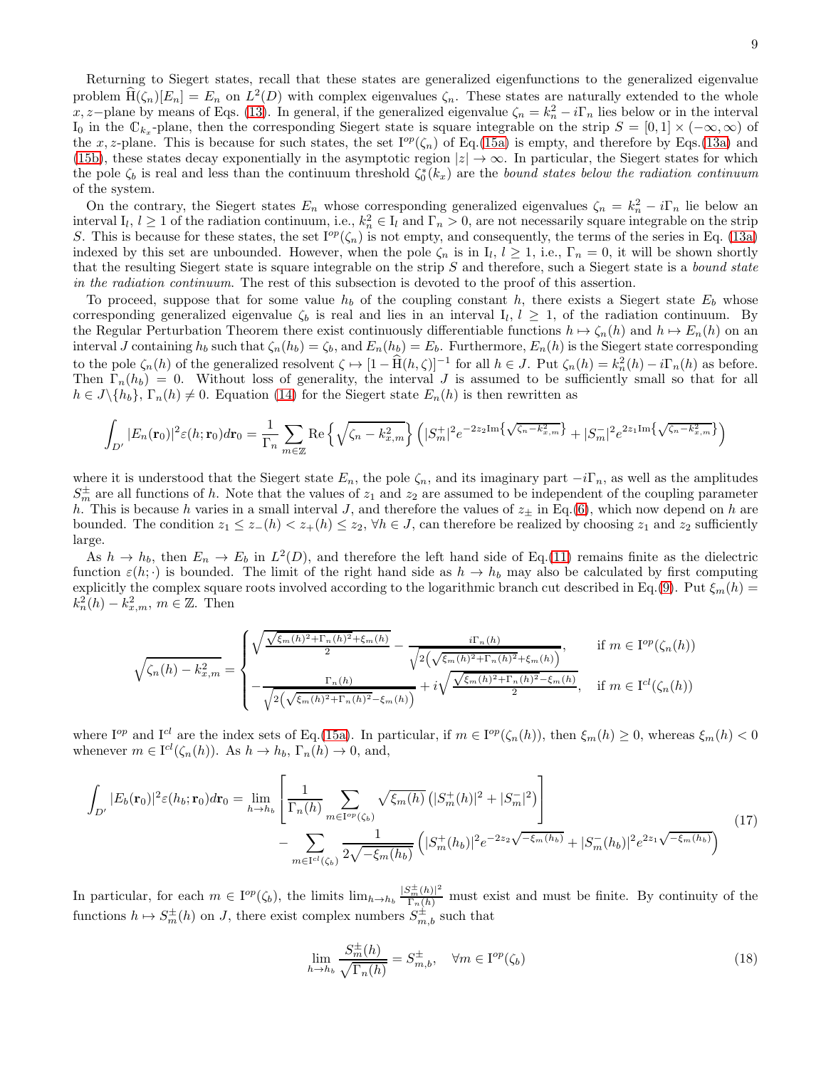Returning to Siegert states, recall that these states are generalized eigenfunctions to the generalized eigenvalue problem $\widehat{\mathrm{H}}(\zeta_n)[E_n] = E_n$ on $L^2(D)$ with complex eigenvalues $\zeta_n$. These states are naturally extended to the whole $x, z-$plane by means of Eqs. (13). In general, if the generalized eigenvalue $\zeta_n = k_n^2 - i\Gamma_n$ lies below or in the interval $\mathrm{I}_0$ in the $\mathbb{C}_{k_x}$-plane, then the corresponding Siegert state is square integrable on the strip $S = [0,1] \times (-\infty, \infty)$ of the $x, z$-plane. This is because for such states, the set $\mathrm{I}^{op}(\zeta_n)$ of Eq.(15a) is empty, and therefore by Eqs.(13a) and (15b), these states decay exponentially in the asymptotic region $|z| \to \infty$. In particular, the Siegert states for which the pole $\zeta_b$ is real and less than the continuum threshold $\zeta_0^*(k_x)$ are the *bound states below the radiation continuum* of the system.

On the contrary, the Siegert states $E_n$ whose corresponding generalized eigenvalues $\zeta_n = k_n^2 - i\Gamma_n$ lie below an interval $\mathrm{I}_l$, $l \geq 1$ of the radiation continuum, i.e., $k_n^2 \in \mathrm{I}_l$ and $\Gamma_n > 0$, are not necessarily square integrable on the strip $S$. This is because for these states, the set $\mathrm{I}^{op}(\zeta_n)$ is not empty, and consequently, the terms of the series in Eq. (13a) indexed by this set are unbounded. However, when the pole $\zeta_n$ is in $\mathrm{I}_l$, $l \geq 1$, i.e., $\Gamma_n = 0$, it will be shown shortly that the resulting Siegert state is square integrable on the strip $S$ and therefore, such a Siegert state is a *bound state in the radiation continuum*. The rest of this subsection is devoted to the proof of this assertion.

To proceed, suppose that for some value $h_b$ of the coupling constant $h$, there exists a Siegert state $E_b$ whose corresponding generalized eigenvalue $\zeta_b$ is real and lies in an interval $\mathrm{I}_l$, $l \geq 1$, of the radiation continuum. By the Regular Perturbation Theorem there exist continuously differentiable functions $h \mapsto \zeta_n(h)$ and $h \mapsto E_n(h)$ on an interval $J$ containing $h_b$ such that $\zeta_n(h_b) = \zeta_b$, and $E_n(h_b) = E_b$. Furthermore, $E_n(h)$ is the Siegert state corresponding to the pole $\zeta_n(h)$ of the generalized resolvent $\zeta \mapsto [1 - \widehat{\mathrm{H}}(h, \zeta)]^{-1}$ for all $h \in J$. Put $\zeta_n(h) = k_n^2(h) - i\Gamma_n(h)$ as before. Then $\Gamma_n(h_b) = 0$. Without loss of generality, the interval $J$ is assumed to be sufficiently small so that for all $h \in J \backslash \{h_b\}$, $\Gamma_n(h) \neq 0$. Equation (14) for the Siegert state $E_n(h)$ is then rewritten as

$$
\int_{D'} |E_n(\mathbf{r}_0)|^2 \varepsilon(h; \mathbf{r}_0) d\mathbf{r}_0 = \frac{1}{\Gamma_n} \sum_{m \in \mathbb{Z}} \mathrm{Re}\left\{\sqrt{\zeta_n - k_{x,m}^2}\right\} \left(|S_m^+|^2 e^{-2z_2 \mathrm{Im}\left\{\sqrt{\zeta_n - k_{x,m}^2}\right\}} + |S_m^-|^2 e^{2z_1 \mathrm{Im}\left\{\sqrt{\zeta_n - k_{x,m}^2}\right\}}\right)
$$

where it is understood that the Siegert state $E_n$, the pole $\zeta_n$, and its imaginary part $-i\Gamma_n$, as well as the amplitudes $S_m^{\pm}$ are all functions of $h$. Note that the values of $z_1$ and $z_2$ are assumed to be independent of the coupling parameter $h$. This is because $h$ varies in a small interval $J$, and therefore the values of $z_{\pm}$ in Eq.(6), which now depend on $h$ are bounded. The condition $z_1 \leq z_-(h) < z_+(h) \leq z_2$, $\forall h \in J$, can therefore be realized by choosing $z_1$ and $z_2$ sufficiently large.

As $h \to h_b$, then $E_n \to E_b$ in $L^2(D)$, and therefore the left hand side of Eq.(11) remains finite as the dielectric function $\varepsilon(h; \cdot)$ is bounded. The limit of the right hand side as $h \to h_b$ may also be calculated by first computing explicitly the complex square roots involved according to the logarithmic branch cut described in Eq.(9). Put $\xi_m(h) = k_n^2(h) - k_{x,m}^2$, $m \in \mathbb{Z}$. Then

$$
\sqrt{\zeta_n(h) - k_{x,m}^2} = \begin{cases} \sqrt{\frac{\sqrt{\xi_m(h)^2 + \Gamma_n(h)^2} + \xi_m(h)}{2}} - \frac{i\Gamma_n(h)}{\sqrt{2\left(\sqrt{\xi_m(h)^2 + \Gamma_n(h)^2} + \xi_m(h)\right)}}, & \text{if } m \in \mathrm{I}^{op}(\zeta_n(h)) \\ -\frac{\Gamma_n(h)}{\sqrt{2\left(\sqrt{\xi_m(h)^2 + \Gamma_n(h)^2} - \xi_m(h)\right)}} + i\sqrt{\frac{\sqrt{\xi_m(h)^2 + \Gamma_n(h)^2} - \xi_m(h)}{2}}, & \text{if } m \in \mathrm{I}^{cl}(\zeta_n(h)) \end{cases}
$$

where $\mathrm{I}^{op}$ and $\mathrm{I}^{cl}$ are the index sets of Eq.(15a). In particular, if $m \in \mathrm{I}^{op}(\zeta_n(h))$, then $\xi_m(h) \geq 0$, whereas $\xi_m(h) < 0$ whenever $m \in \mathrm{I}^{cl}(\zeta_n(h))$. As $h \to h_b$, $\Gamma_n(h) \to 0$, and,

$$
\begin{aligned}
\int_{D'} |E_b(\mathbf{r}_0)|^2 \varepsilon(h_b; \mathbf{r}_0) d\mathbf{r}_0 = \lim_{h \to h_b} &\left[\frac{1}{\Gamma_n(h)} \sum_{m \in \mathrm{I}^{op}(\zeta_b)} \sqrt{\xi_m(h)} \left(|S_m^+(h)|^2 + |S_m^-|^2\right)\right] \\
&- \sum_{m \in \mathrm{I}^{cl}(\zeta_b)} \frac{1}{2\sqrt{-\xi_m(h_b)}} \left(|S_m^+(h_b)|^2 e^{-2z_2\sqrt{-\xi_m(h_b)}} + |S_m^-(h_b)|^2 e^{2z_1\sqrt{-\xi_m(h_b)}}\right)
\end{aligned} \tag{17}
$$

In particular, for each $m \in \mathrm{I}^{op}(\zeta_b)$, the limits $\lim_{h \to h_b} \frac{|S_m^{\pm}(h)|^2}{\Gamma_n(h)}$ must exist and must be finite. By continuity of the functions $h \mapsto S_m^{\pm}(h)$ on $J$, there exist complex numbers $S_{m,b}^{\pm}$ such that

$$
\lim_{h \to h_b} \frac{S_m^{\pm}(h)}{\sqrt{\Gamma_n(h)}} = S_{m,b}^{\pm}, \quad \forall m \in \mathrm{I}^{op}(\zeta_b) \tag{18}
$$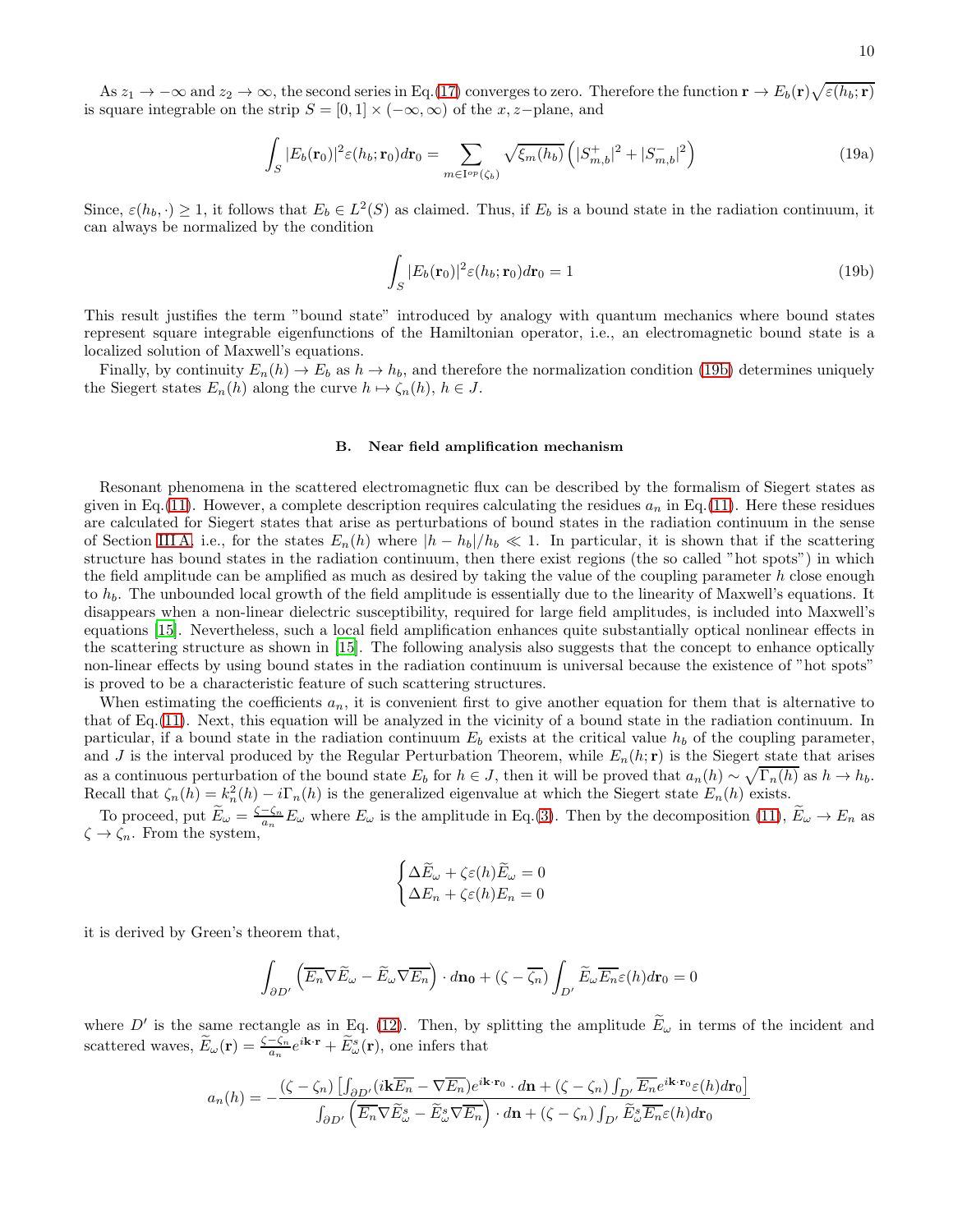As $z_1 \to -\infty$ and $z_2 \to \infty$, the second series in Eq.(17) converges to zero. Therefore the function $\mathbf{r} \to E_b(\mathbf{r})\sqrt{\varepsilon(h_b;\mathbf{r})}$ is square integrable on the strip $S = [0,1] \times (-\infty, \infty)$ of the $x,z-$plane, and

$$\int_S |E_b(\mathbf{r}_0)|^2 \varepsilon(h_b;\mathbf{r}_0) d\mathbf{r}_0 = \sum_{m \in \mathrm{I}^{op}(\zeta_b)} \sqrt{\xi_m(h_b)} \left( |S^+_{m,b}|^2 + |S^-_{m,b}|^2 \right) \tag{19a}$$

Since, $\varepsilon(h_b,\cdot) \geq 1$, it follows that $E_b \in L^2(S)$ as claimed. Thus, if $E_b$ is a bound state in the radiation continuum, it can always be normalized by the condition

$$\int_S |E_b(\mathbf{r}_0)|^2 \varepsilon(h_b;\mathbf{r}_0) d\mathbf{r}_0 = 1 \tag{19b}$$

This result justifies the term "bound state" introduced by analogy with quantum mechanics where bound states represent square integrable eigenfunctions of the Hamiltonian operator, i.e., an electromagnetic bound state is a localized solution of Maxwell's equations.

Finally, by continuity $E_n(h) \to E_b$ as $h \to h_b$, and therefore the normalization condition (19b) determines uniquely the Siegert states $E_n(h)$ along the curve $h \mapsto \zeta_n(h)$, $h \in J$.

### B. Near field amplification mechanism

Resonant phenomena in the scattered electromagnetic flux can be described by the formalism of Siegert states as given in Eq.(11). However, a complete description requires calculating the residues $a_n$ in Eq.(11). Here these residues are calculated for Siegert states that arise as perturbations of bound states in the radiation continuum in the sense of Section III A, i.e., for the states $E_n(h)$ where $|h - h_b|/h_b \ll 1$. In particular, it is shown that if the scattering structure has bound states in the radiation continuum, then there exist regions (the so called "hot spots") in which the field amplitude can be amplified as much as desired by taking the value of the coupling parameter $h$ close enough to $h_b$. The unbounded local growth of the field amplitude is essentially due to the linearity of Maxwell's equations. It disappears when a non-linear dielectric susceptibility, required for large field amplitudes, is included into Maxwell's equations [15]. Nevertheless, such a local field amplification enhances quite substantially optical nonlinear effects in the scattering structure as shown in [15]. The following analysis also suggests that the concept to enhance optically non-linear effects by using bound states in the radiation continuum is universal because the existence of "hot spots" is proved to be a characteristic feature of such scattering structures.

When estimating the coefficients $a_n$, it is convenient first to give another equation for them that is alternative to that of Eq.(11). Next, this equation will be analyzed in the vicinity of a bound state in the radiation continuum. In particular, if a bound state in the radiation continuum $E_b$ exists at the critical value $h_b$ of the coupling parameter, and $J$ is the interval produced by the Regular Perturbation Theorem, while $E_n(h;\mathbf{r})$ is the Siegert state that arises as a continuous perturbation of the bound state $E_b$ for $h \in J$, then it will be proved that $a_n(h) \sim \sqrt{\Gamma_n(h)}$ as $h \to h_b$. Recall that $\zeta_n(h) = k_n^2(h) - i\Gamma_n(h)$ is the generalized eigenvalue at which the Siegert state $E_n(h)$ exists.

To proceed, put $\widetilde{E}_\omega = \frac{\zeta - \zeta_n}{a_n} E_\omega$ where $E_\omega$ is the amplitude in Eq.(3). Then by the decomposition (11), $\widetilde{E}_\omega \to E_n$ as $\zeta \to \zeta_n$. From the system,

$$\begin{cases} \Delta \widetilde{E}_\omega + \zeta \varepsilon(h) \widetilde{E}_\omega = 0 \\ \Delta E_n + \zeta \varepsilon(h) E_n = 0 \end{cases}$$

it is derived by Green's theorem that,

$$\int_{\partial D'} \left( \overline{E_n} \nabla \widetilde{E}_\omega - \widetilde{E}_\omega \nabla \overline{E_n} \right) \cdot d\mathbf{n_0} + (\zeta - \overline{\zeta_n}) \int_{D'} \widetilde{E}_\omega \overline{E_n} \varepsilon(h) d\mathbf{r}_0 = 0$$

where $D'$ is the same rectangle as in Eq. (12). Then, by splitting the amplitude $\widetilde{E}_\omega$ in terms of the incident and scattered waves, $\widetilde{E}_\omega(\mathbf{r}) = \frac{\zeta - \zeta_n}{a_n} e^{i\mathbf{k}\cdot\mathbf{r}} + \widetilde{E}^s_\omega(\mathbf{r})$, one infers that

$$a_n(h) = -\frac{(\zeta - \zeta_n) \left[ \int_{\partial D'} (i\mathbf{k}\overline{E_n} - \nabla \overline{E_n}) e^{i\mathbf{k}\cdot\mathbf{r}_0} \cdot d\mathbf{n} + (\zeta - \zeta_n) \int_{D'} \overline{E_n} e^{i\mathbf{k}\cdot\mathbf{r}_0} \varepsilon(h) d\mathbf{r}_0 \right]}{\int_{\partial D'} \left( \overline{E_n} \nabla \widetilde{E}^s_\omega - \widetilde{E}^s_\omega \nabla \overline{E_n} \right) \cdot d\mathbf{n} + (\zeta - \zeta_n) \int_{D'} \widetilde{E}^s_\omega \overline{E_n} \varepsilon(h) d\mathbf{r}_0}$$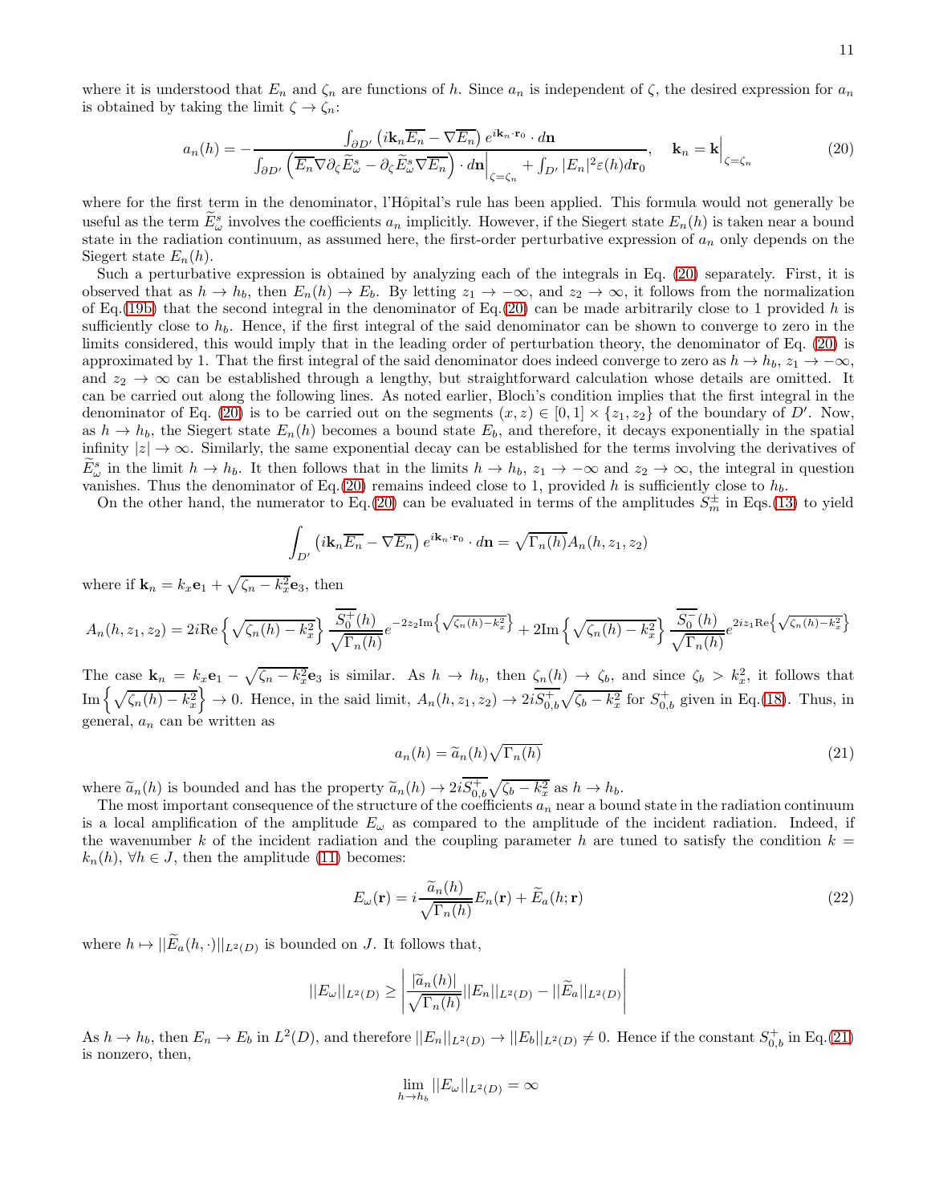where it is understood that $E_n$ and $\zeta_n$ are functions of $h$. Since $a_n$ is independent of $\zeta$, the desired expression for $a_n$ is obtained by taking the limit $\zeta \to \zeta_n$:

$$a_n(h) = -\frac{\int_{\partial D'} \left(i\mathbf{k}_n \overline{E_n} - \nabla \overline{E_n}\right) e^{i\mathbf{k}_n \cdot \mathbf{r}_0} \cdot d\mathbf{n}}{\int_{\partial D'} \left(\overline{E_n} \nabla \partial_\zeta \widetilde{E}^s_\omega - \partial_\zeta \widetilde{E}^s_\omega \nabla \overline{E_n}\right) \cdot d\mathbf{n}\Big|_{\zeta=\zeta_n} + \int_{D'} |E_n|^2 \varepsilon(h) d\mathbf{r}_0}, \quad \mathbf{k}_n = \mathbf{k}\Big|_{\zeta=\zeta_n} \tag{20}$$

where for the first term in the denominator, l'Hôpital's rule has been applied. This formula would not generally be useful as the term $\widetilde{E}^s_\omega$ involves the coefficients $a_n$ implicitly. However, if the Siegert state $E_n(h)$ is taken near a bound state in the radiation continuum, as assumed here, the first-order perturbative expression of $a_n$ only depends on the Siegert state $E_n(h)$.

Such a perturbative expression is obtained by analyzing each of the integrals in Eq. (20) separately. First, it is observed that as $h \to h_b$, then $E_n(h) \to E_b$. By letting $z_1 \to -\infty$, and $z_2 \to \infty$, it follows from the normalization of Eq.(19b) that the second integral in the denominator of Eq.(20) can be made arbitrarily close to 1 provided $h$ is sufficiently close to $h_b$. Hence, if the first integral of the said denominator can be shown to converge to zero in the limits considered, this would imply that in the leading order of perturbation theory, the denominator of Eq. (20) is approximated by 1. That the first integral of the said denominator does indeed converge to zero as $h \to h_b$, $z_1 \to -\infty$, and $z_2 \to \infty$ can be established through a lengthy, but straightforward calculation whose details are omitted. It can be carried out along the following lines. As noted earlier, Bloch's condition implies that the first integral in the denominator of Eq. (20) is to be carried out on the segments $(x, z) \in [0, 1] \times \{z_1, z_2\}$ of the boundary of $D'$. Now, as $h \to h_b$, the Siegert state $E_n(h)$ becomes a bound state $E_b$, and therefore, it decays exponentially in the spatial infinity $|z| \to \infty$. Similarly, the same exponential decay can be established for the terms involving the derivatives of $\widetilde{E}^s_\omega$ in the limit $h \to h_b$. It then follows that in the limits $h \to h_b$, $z_1 \to -\infty$ and $z_2 \to \infty$, the integral in question vanishes. Thus the denominator of Eq.(20) remains indeed close to 1, provided $h$ is sufficiently close to $h_b$.

On the other hand, the numerator to Eq.(20) can be evaluated in terms of the amplitudes $S^{\pm}_m$ in Eqs.(13) to yield

$$\int_{D'} \left(i\mathbf{k}_n \overline{E_n} - \nabla \overline{E_n}\right) e^{i\mathbf{k}_n \cdot \mathbf{r}_0} \cdot d\mathbf{n} = \sqrt{\Gamma_n(h)} A_n(h, z_1, z_2)$$

where if $\mathbf{k}_n = k_x \mathbf{e}_1 + \sqrt{\zeta_n - k_x^2}\mathbf{e}_3$, then

$$A_n(h, z_1, z_2) = 2i\mathrm{Re}\left\{\sqrt{\zeta_n(h) - k_x^2}\right\} \frac{\overline{S^+_0}(h)}{\sqrt{\Gamma_n(h)}} e^{-2z_2 \mathrm{Im}\left\{\sqrt{\zeta_n(h) - k_x^2}\right\}} + 2\mathrm{Im}\left\{\sqrt{\zeta_n(h) - k_x^2}\right\} \frac{\overline{S^-_0}(h)}{\sqrt{\Gamma_n(h)}} e^{2iz_1 \mathrm{Re}\left\{\sqrt{\zeta_n(h) - k_x^2}\right\}}$$

The case $\mathbf{k}_n = k_x \mathbf{e}_1 - \sqrt{\zeta_n - k_x^2}\mathbf{e}_3$ is similar. As $h \to h_b$, then $\zeta_n(h) \to \zeta_b$, and since $\zeta_b > k_x^2$, it follows that $\mathrm{Im}\left\{\sqrt{\zeta_n(h) - k_x^2}\right\} \to 0$. Hence, in the said limit, $A_n(h, z_1, z_2) \to 2i\overline{S^+_{0,b}}\sqrt{\zeta_b - k_x^2}$ for $S^+_{0,b}$ given in Eq.(18). Thus, in general, $a_n$ can be written as

$$a_n(h) = \widetilde{a}_n(h)\sqrt{\Gamma_n(h)} \tag{21}$$

where $\widetilde{a}_n(h)$ is bounded and has the property $\widetilde{a}_n(h) \to 2i\overline{S^+_{0,b}}\sqrt{\zeta_b - k_x^2}$ as $h \to h_b$.

The most important consequence of the structure of the coefficients $a_n$ near a bound state in the radiation continuum is a local amplification of the amplitude $E_\omega$ as compared to the amplitude of the incident radiation. Indeed, if the wavenumber $k$ of the incident radiation and the coupling parameter $h$ are tuned to satisfy the condition $k = k_n(h)$, $\forall h \in J$, then the amplitude (11) becomes:

$$E_\omega(\mathbf{r}) = i\frac{\widetilde{a}_n(h)}{\sqrt{\Gamma_n(h)}} E_n(\mathbf{r}) + \widetilde{E}_a(h; \mathbf{r}) \tag{22}$$

where $h \mapsto ||\widetilde{E}_a(h, \cdot)||_{L^2(D)}$ is bounded on $J$. It follows that,

$$||E_\omega||_{L^2(D)} \geq \left| \frac{|\widetilde{a}_n(h)|}{\sqrt{\Gamma_n(h)}} ||E_n||_{L^2(D)} - ||\widetilde{E}_a||_{L^2(D)} \right|$$

As $h \to h_b$, then $E_n \to E_b$ in $L^2(D)$, and therefore $||E_n||_{L^2(D)} \to ||E_b||_{L^2(D)} \neq 0$. Hence if the constant $S^+_{0,b}$ in Eq.(21) is nonzero, then,

$$\lim_{h \to h_b} ||E_\omega||_{L^2(D)} = \infty$$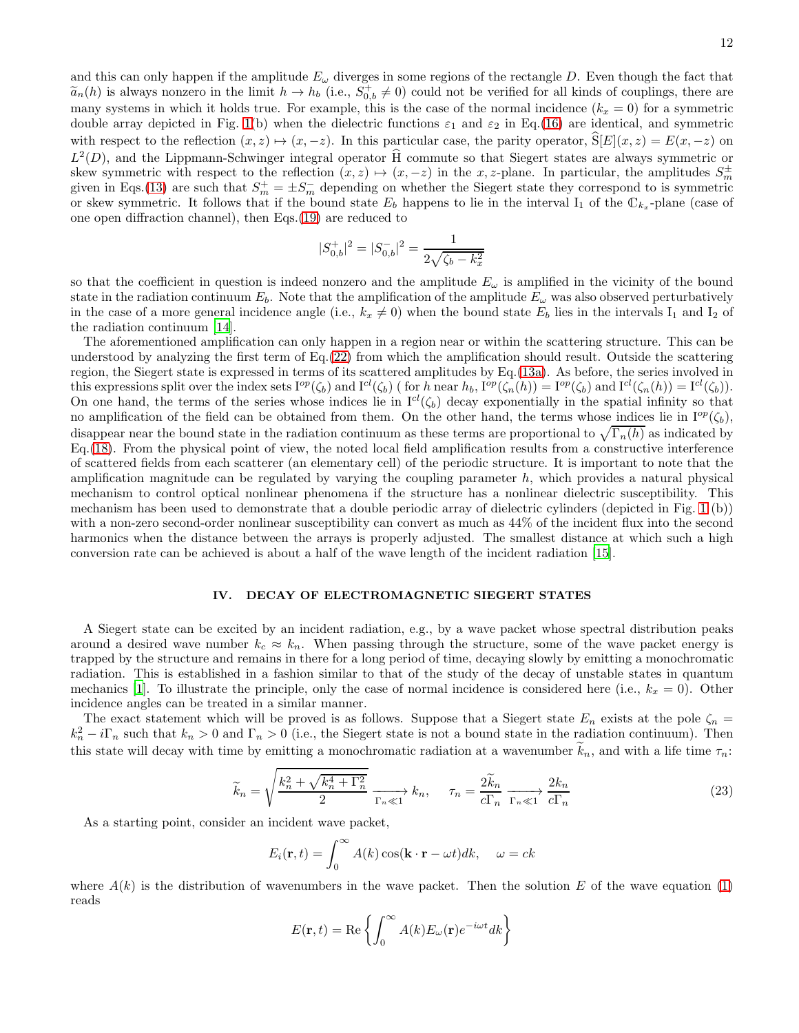and this can only happen if the amplitude $E_\omega$ diverges in some regions of the rectangle $D$. Even though the fact that $\widetilde{a}_n(h)$ is always nonzero in the limit $h \to h_b$ (i.e., $S^+_{0,b} \neq 0$) could not be verified for all kinds of couplings, there are many systems in which it holds true. For example, this is the case of the normal incidence ($k_x = 0$) for a symmetric double array depicted in Fig. 1(b) when the dielectric functions $\varepsilon_1$ and $\varepsilon_2$ in Eq.(16) are identical, and symmetric with respect to the reflection $(x, z) \mapsto (x, -z)$. In this particular case, the parity operator, $\widehat{\mathrm{S}}[E](x, z) = E(x, -z)$ on $L^2(D)$, and the Lippmann-Schwinger integral operator $\widehat{\mathrm{H}}$ commute so that Siegert states are always symmetric or skew symmetric with respect to the reflection $(x, z) \mapsto (x, -z)$ in the $x, z$-plane. In particular, the amplitudes $S^\pm_m$ given in Eqs.(13) are such that $S^+_m = \pm S^-_m$ depending on whether the Siegert state they correspond to is symmetric or skew symmetric. It follows that if the bound state $E_b$ happens to lie in the interval $\mathrm{I}_1$ of the $\mathbb{C}_{k_x}$-plane (case of one open diffraction channel), then Eqs.(19) are reduced to

$$|S^+_{0,b}|^2 = |S^-_{0,b}|^2 = \frac{1}{2\sqrt{\zeta_b - k_x^2}}$$

so that the coefficient in question is indeed nonzero and the amplitude $E_\omega$ is amplified in the vicinity of the bound state in the radiation continuum $E_b$. Note that the amplification of the amplitude $E_\omega$ was also observed perturbatively in the case of a more general incidence angle (i.e., $k_x \neq 0$) when the bound state $E_b$ lies in the intervals $\mathrm{I}_1$ and $\mathrm{I}_2$ of the radiation continuum [14].

The aforementioned amplification can only happen in a region near or within the scattering structure. This can be understood by analyzing the first term of Eq.(22) from which the amplification should result. Outside the scattering region, the Siegert state is expressed in terms of its scattered amplitudes by Eq.(13a). As before, the series involved in this expressions split over the index sets $\mathrm{I}^{op}(\zeta_b)$ and $\mathrm{I}^{cl}(\zeta_b)$ ( for $h$ near $h_b$, $\mathrm{I}^{op}(\zeta_n(h)) = \mathrm{I}^{op}(\zeta_b)$ and $\mathrm{I}^{cl}(\zeta_n(h)) = \mathrm{I}^{cl}(\zeta_b)$). On one hand, the terms of the series whose indices lie in $\mathrm{I}^{cl}(\zeta_b)$ decay exponentially in the spatial infinity so that no amplification of the field can be obtained from them. On the other hand, the terms whose indices lie in $\mathrm{I}^{op}(\zeta_b)$, disappear near the bound state in the radiation continuum as these terms are proportional to $\sqrt{\Gamma_n(h)}$ as indicated by Eq.(18). From the physical point of view, the noted local field amplification results from a constructive interference of scattered fields from each scatterer (an elementary cell) of the periodic structure. It is important to note that the amplification magnitude can be regulated by varying the coupling parameter $h$, which provides a natural physical mechanism to control optical nonlinear phenomena if the structure has a nonlinear dielectric susceptibility. This mechanism has been used to demonstrate that a double periodic array of dielectric cylinders (depicted in Fig. 1 (b)) with a non-zero second-order nonlinear susceptibility can convert as much as 44% of the incident flux into the second harmonics when the distance between the arrays is properly adjusted. The smallest distance at which such a high conversion rate can be achieved is about a half of the wave length of the incident radiation [15].

## IV. DECAY OF ELECTROMAGNETIC SIEGERT STATES

A Siegert state can be excited by an incident radiation, e.g., by a wave packet whose spectral distribution peaks around a desired wave number $k_c \approx k_n$. When passing through the structure, some of the wave packet energy is trapped by the structure and remains in there for a long period of time, decaying slowly by emitting a monochromatic radiation. This is established in a fashion similar to that of the study of the decay of unstable states in quantum mechanics [1]. To illustrate the principle, only the case of normal incidence is considered here (i.e., $k_x = 0$). Other incidence angles can be treated in a similar manner.

The exact statement which will be proved is as follows. Suppose that a Siegert state $E_n$ exists at the pole $\zeta_n = k_n^2 - i\Gamma_n$ such that $k_n > 0$ and $\Gamma_n > 0$ (i.e., the Siegert state is not a bound state in the radiation continuum). Then this state will decay with time by emitting a monochromatic radiation at a wavenumber $\widetilde{k}_n$, and with a life time $\tau_n$:

$$\widetilde{k}_n = \sqrt{\frac{k_n^2 + \sqrt{k_n^4 + \Gamma_n^2}}{2}} \xrightarrow[\Gamma_n \ll 1]{} k_n, \quad \tau_n = \frac{2\widetilde{k}_n}{c\Gamma_n} \xrightarrow[\Gamma_n \ll 1]{} \frac{2k_n}{c\Gamma_n} \tag{23}$$

As a starting point, consider an incident wave packet,

$$E_i(\mathbf{r}, t) = \int_0^\infty A(k) \cos(\mathbf{k} \cdot \mathbf{r} - \omega t) dk, \quad \omega = ck$$

where $A(k)$ is the distribution of wavenumbers in the wave packet. Then the solution $E$ of the wave equation (1) reads

$$E(\mathbf{r}, t) = \mathrm{Re}\left\{ \int_0^\infty A(k) E_\omega(\mathbf{r}) e^{-i\omega t} dk \right\}$$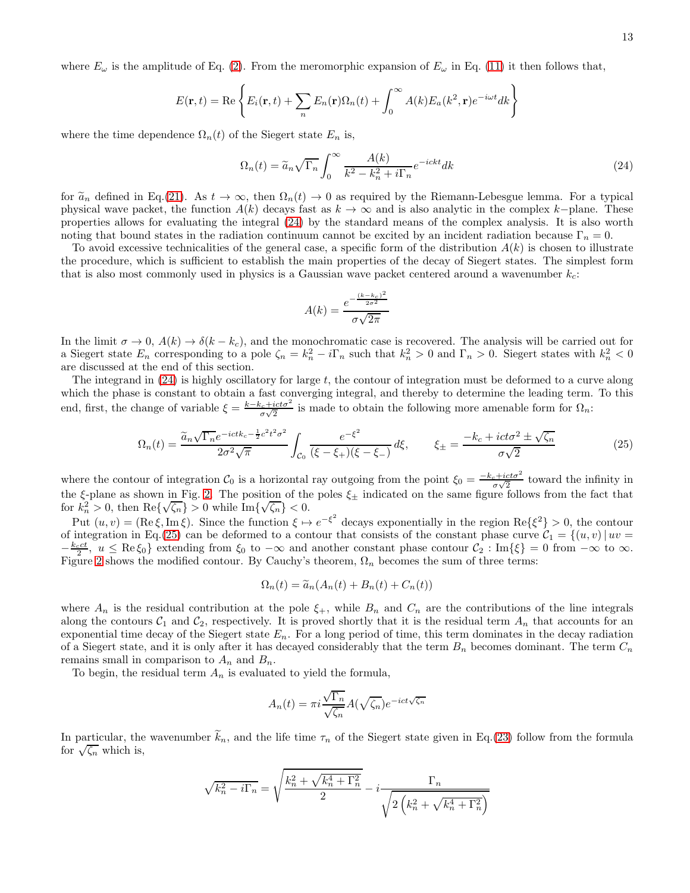where $E_\omega$ is the amplitude of Eq. (2). From the meromorphic expansion of $E_\omega$ in Eq. (11) it then follows that,

$$
E(\mathbf{r},t) = \mathrm{Re}\left\{ E_i(\mathbf{r},t) + \sum_n E_n(\mathbf{r})\Omega_n(t) + \int_0^\infty A(k)E_a(k^2,\mathbf{r})e^{-i\omega t}dk \right\}
$$

where the time dependence $\Omega_n(t)$ of the Siegert state $E_n$ is,

$$
\Omega_n(t) = \widetilde{a}_n\sqrt{\Gamma_n}\int_0^\infty \frac{A(k)}{k^2-k_n^2+i\Gamma_n}e^{-ickt}dk \tag{24}
$$

for $\widetilde{a}_n$ defined in Eq.(21). As $t\to\infty$, then $\Omega_n(t)\to 0$ as required by the Riemann-Lebesgue lemma. For a typical physical wave packet, the function $A(k)$ decays fast as $k\to\infty$ and is also analytic in the complex $k-$plane. These properties allows for evaluating the integral (24) by the standard means of the complex analysis. It is also worth noting that bound states in the radiation continuum cannot be excited by an incident radiation because $\Gamma_n = 0$.

To avoid excessive technicalities of the general case, a specific form of the distribution $A(k)$ is chosen to illustrate the procedure, which is sufficient to establish the main properties of the decay of Siegert states. The simplest form that is also most commonly used in physics is a Gaussian wave packet centered around a wavenumber $k_c$:

$$
A(k) = \frac{e^{-\frac{(k-k_c)^2}{2\sigma^2}}}{\sigma\sqrt{2\pi}}
$$

In the limit $\sigma\to 0$, $A(k)\to\delta(k-k_c)$, and the monochromatic case is recovered. The analysis will be carried out for a Siegert state $E_n$ corresponding to a pole $\zeta_n = k_n^2 - i\Gamma_n$ such that $k_n^2 > 0$ and $\Gamma_n > 0$. Siegert states with $k_n^2 < 0$ are discussed at the end of this section.

The integrand in (24) is highly oscillatory for large $t$, the contour of integration must be deformed to a curve along which the phase is constant to obtain a fast converging integral, and thereby to determine the leading term. To this end, first, the change of variable $\xi = \frac{k-k_c+ict\sigma^2}{\sigma\sqrt{2}}$ is made to obtain the following more amenable form for $\Omega_n$:

$$
\Omega_n(t) = \frac{\widetilde{a}_n\sqrt{\Gamma_n}e^{-ictk_c-\frac{1}{2}c^2t^2\sigma^2}}{2\sigma^2\sqrt{\pi}}\int_{\mathcal{C}_0}\frac{e^{-\xi^2}}{(\xi-\xi_+)(\xi-\xi_-)}\,d\xi, \qquad \xi_\pm = \frac{-k_c+ict\sigma^2\pm\sqrt{\zeta_n}}{\sigma\sqrt{2}} \tag{25}
$$

where the contour of integration $\mathcal{C}_0$ is a horizontal ray outgoing from the point $\xi_0 = \frac{-k_c+ict\sigma^2}{\sigma\sqrt{2}}$ toward the infinity in the $\xi$-plane as shown in Fig. 2. The position of the poles $\xi_\pm$ indicated on the same figure follows from the fact that for $k_n^2 > 0$, then $\mathrm{Re}\{\sqrt{\zeta_n}\} > 0$ while $\mathrm{Im}\{\sqrt{\zeta_n}\} < 0$.

Put $(u,v) = (\mathrm{Re}\,\xi, \mathrm{Im}\,\xi)$. Since the function $\xi\mapsto e^{-\xi^2}$ decays exponentially in the region $\mathrm{Re}\{\xi^2\} > 0$, the contour of integration in Eq.(25) can be deformed to a contour that consists of the constant phase curve $\mathcal{C}_1 = \{(u,v)\,|\,uv = -\frac{k_cct}{2},\ u\le \mathrm{Re}\,\xi_0\}$ extending from $\xi_0$ to $-\infty$ and another constant phase contour $\mathcal{C}_2 : \mathrm{Im}\{\xi\} = 0$ from $-\infty$ to $\infty$. Figure 2 shows the modified contour. By Cauchy's theorem, $\Omega_n$ becomes the sum of three terms:

$$
\Omega_n(t) = \widetilde{a}_n(A_n(t) + B_n(t) + C_n(t))
$$

where $A_n$ is the residual contribution at the pole $\xi_+$, while $B_n$ and $C_n$ are the contributions of the line integrals along the contours $\mathcal{C}_1$ and $\mathcal{C}_2$, respectively. It is proved shortly that it is the residual term $A_n$ that accounts for an exponential time decay of the Siegert state $E_n$. For a long period of time, this term dominates in the decay radiation of a Siegert state, and it is only after it has decayed considerably that the term $B_n$ becomes dominant. The term $C_n$ remains small in comparison to $A_n$ and $B_n$.

To begin, the residual term $A_n$ is evaluated to yield the formula,

$$
A_n(t) = \pi i\frac{\sqrt{\Gamma_n}}{\sqrt{\zeta_n}}A(\sqrt{\zeta_n})e^{-ict\sqrt{\zeta_n}}
$$

In particular, the wavenumber $\widetilde{k}_n$, and the life time $\tau_n$ of the Siegert state given in Eq.(23) follow from the formula for $\sqrt{\zeta_n}$ which is,

$$
\sqrt{k_n^2 - i\Gamma_n} = \sqrt{\frac{k_n^2+\sqrt{k_n^4+\Gamma_n^2}}{2}} - i\frac{\Gamma_n}{\sqrt{2\left(k_n^2+\sqrt{k_n^4+\Gamma_n^2}\right)}}
$$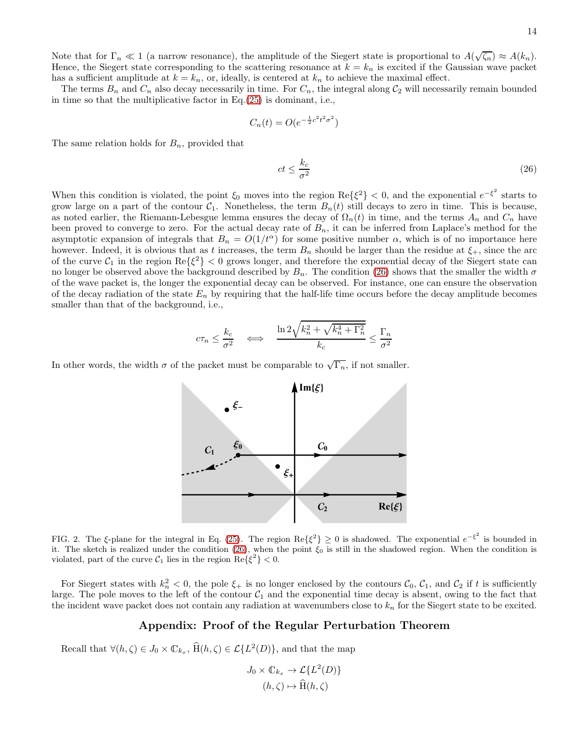Note that for $\Gamma_n \ll 1$ (a narrow resonance), the amplitude of the Siegert state is proportional to $A(\sqrt{\zeta_n}) \approx A(k_n)$. Hence, the Siegert state corresponding to the scattering resonance at $k = k_n$ is excited if the Gaussian wave packet has a sufficient amplitude at $k = k_n$, or, ideally, is centered at $k_n$ to achieve the maximal effect.

The terms $B_n$ and $C_n$ also decay necessarily in time. For $C_n$, the integral along $\mathcal{C}_2$ will necessarily remain bounded in time so that the multiplicative factor in Eq.(25) is dominant, i.e.,

$$C_n(t) = O(e^{-\frac{1}{2}c^2t^2\sigma^2})$$

The same relation holds for $B_n$, provided that

$$ct \leq \frac{k_c}{\sigma^2} \tag{26}$$

When this condition is violated, the point $\xi_0$ moves into the region $\mathrm{Re}\{\xi^2\} < 0$, and the exponential $e^{-\xi^2}$ starts to grow large on a part of the contour $\mathcal{C}_1$. Nonetheless, the term $B_n(t)$ still decays to zero in time. This is because, as noted earlier, the Riemann-Lebesgue lemma ensures the decay of $\Omega_n(t)$ in time, and the terms $A_n$ and $C_n$ have been proved to converge to zero. For the actual decay rate of $B_n$, it can be inferred from Laplace's method for the asymptotic expansion of integrals that $B_n = O(1/t^\alpha)$ for some positive number $\alpha$, which is of no importance here however. Indeed, it is obvious that as $t$ increases, the term $B_n$ should be larger than the residue at $\xi_+$, since the arc of the curve $\mathcal{C}_1$ in the region $\mathrm{Re}\{\xi^2\} < 0$ grows longer, and therefore the exponential decay of the Siegert state can no longer be observed above the background described by $B_n$. The condition (26) shows that the smaller the width $\sigma$ of the wave packet is, the longer the exponential decay can be observed. For instance, one can ensure the observation of the decay radiation of the state $E_n$ by requiring that the half-life time occurs before the decay amplitude becomes smaller than that of the background, i.e.,

$$c\tau_n \leq \frac{k_c}{\sigma^2} \quad \Longleftrightarrow \quad \frac{\ln 2\sqrt{k_n^2 + \sqrt{k_n^4 + \Gamma_n^2}}}{k_c} \leq \frac{\Gamma_n}{\sigma^2}$$

In other words, the width $\sigma$ of the packet must be comparable to $\sqrt{\Gamma_n}$, if not smaller.

FIG. 2. The $\xi$-plane for the integral in Eq. (25). The region $\mathrm{Re}\{\xi^2\} \geq 0$ is shadowed. The exponential $e^{-\xi^2}$ is bounded in it. The sketch is realized under the condition (26), when the point $\xi_0$ is still in the shadowed region. When the condition is violated, part of the curve $\mathcal{C}_1$ lies in the region $\mathrm{Re}\{\xi^2\} < 0$.

For Siegert states with $k_n^2 < 0$, the pole $\xi_+$ is no longer enclosed by the contours $\mathcal{C}_0$, $\mathcal{C}_1$, and $\mathcal{C}_2$ if $t$ is sufficiently large. The pole moves to the left of the contour $\mathcal{C}_1$ and the exponential time decay is absent, owing to the fact that the incident wave packet does not contain any radiation at wavenumbers close to $k_n$ for the Siegert state to be excited.

## Appendix: Proof of the Regular Perturbation Theorem

Recall that $\forall (h, \zeta) \in J_0 \times \mathbb{C}_{k_x}$, $\widehat{\mathrm{H}}(h, \zeta) \in \mathcal{L}\{L^2(D)\}$, and that the map

$$J_0 \times \mathbb{C}_{k_x} \to \mathcal{L}\{L^2(D)\}$$
$$(h, \zeta) \mapsto \widehat{\mathrm{H}}(h, \zeta)$$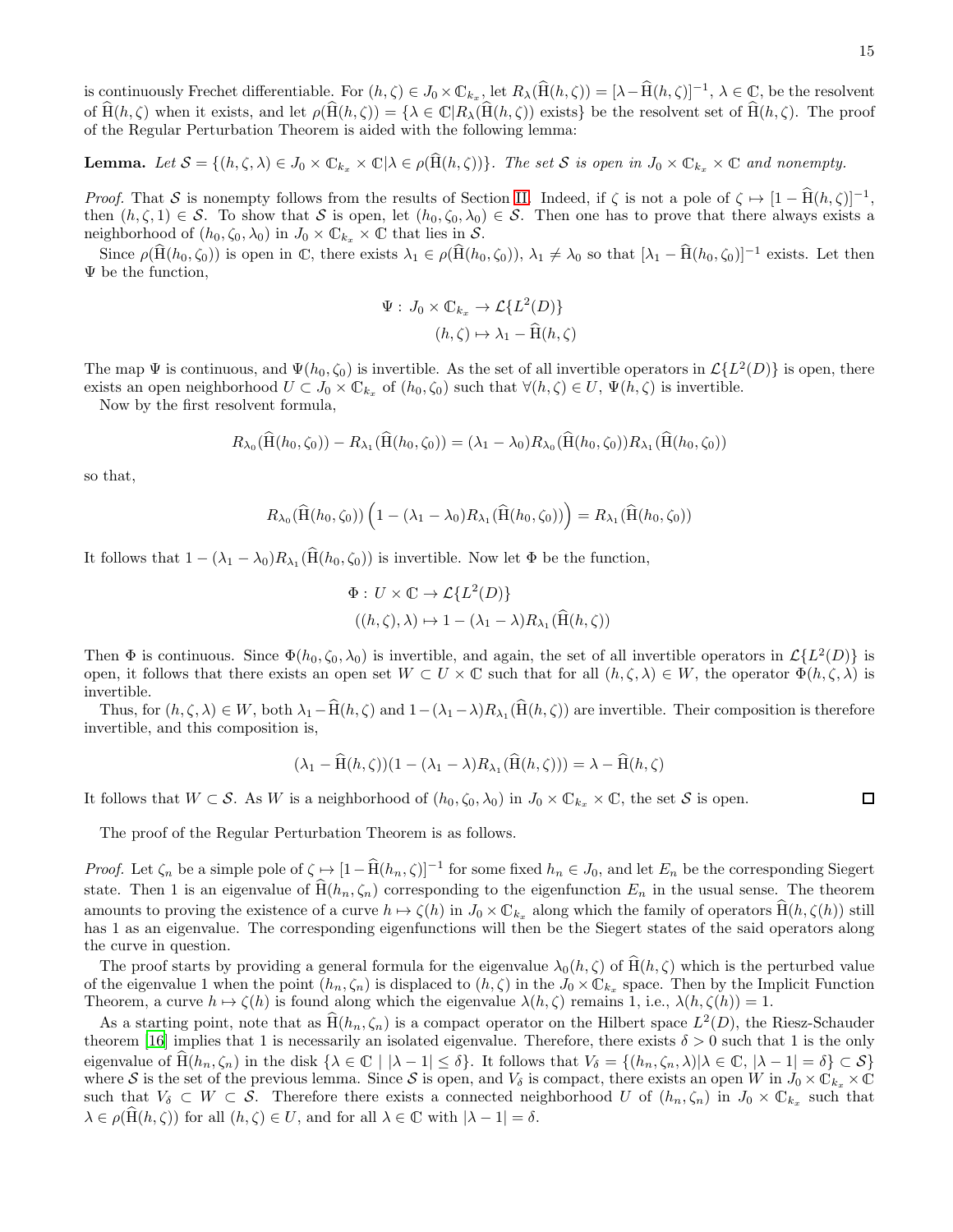is continuously Frechet differentiable. For $(h, \zeta) \in J_0 \times \mathbb{C}_{k_x}$, let $R_\lambda(\widehat{\mathrm{H}}(h,\zeta)) = [\lambda - \widehat{\mathrm{H}}(h,\zeta)]^{-1}$, $\lambda \in \mathbb{C}$, be the resolvent of $\widehat{\mathrm{H}}(h,\zeta)$ when it exists, and let $\rho(\widehat{\mathrm{H}}(h,\zeta)) = \{\lambda \in \mathbb{C} | R_\lambda(\widehat{\mathrm{H}}(h,\zeta)) \text{ exists}\}$ be the resolvent set of $\widehat{\mathrm{H}}(h,\zeta)$. The proof of the Regular Perturbation Theorem is aided with the following lemma:

**Lemma.** *Let $\mathcal{S} = \{(h,\zeta,\lambda) \in J_0 \times \mathbb{C}_{k_x} \times \mathbb{C} | \lambda \in \rho(\widehat{\mathrm{H}}(h,\zeta))\}$. The set $\mathcal{S}$ is open in $J_0 \times \mathbb{C}_{k_x} \times \mathbb{C}$ and nonempty.*

*Proof.* That $\mathcal{S}$ is nonempty follows from the results of Section II. Indeed, if $\zeta$ is not a pole of $\zeta \mapsto [1 - \widehat{\mathrm{H}}(h,\zeta)]^{-1}$, then $(h,\zeta,1) \in \mathcal{S}$. To show that $\mathcal{S}$ is open, let $(h_0,\zeta_0,\lambda_0) \in \mathcal{S}$. Then one has to prove that there always exists a neighborhood of $(h_0,\zeta_0,\lambda_0)$ in $J_0 \times \mathbb{C}_{k_x} \times \mathbb{C}$ that lies in $\mathcal{S}$.

Since $\rho(\widehat{\mathrm{H}}(h_0,\zeta_0))$ is open in $\mathbb{C}$, there exists $\lambda_1 \in \rho(\widehat{\mathrm{H}}(h_0,\zeta_0))$, $\lambda_1 \neq \lambda_0$ so that $[\lambda_1 - \widehat{\mathrm{H}}(h_0,\zeta_0)]^{-1}$ exists. Let then $\Psi$ be the function,

$$\Psi : J_0 \times \mathbb{C}_{k_x} \to \mathcal{L}\{L^2(D)\}$$
$$(h,\zeta) \mapsto \lambda_1 - \widehat{\mathrm{H}}(h,\zeta)$$

The map $\Psi$ is continuous, and $\Psi(h_0,\zeta_0)$ is invertible. As the set of all invertible operators in $\mathcal{L}\{L^2(D)\}$ is open, there exists an open neighborhood $U \subset J_0 \times \mathbb{C}_{k_x}$ of $(h_0,\zeta_0)$ such that $\forall (h,\zeta) \in U$, $\Psi(h,\zeta)$ is invertible.

Now by the first resolvent formula,

$$R_{\lambda_0}(\widehat{\mathrm{H}}(h_0,\zeta_0)) - R_{\lambda_1}(\widehat{\mathrm{H}}(h_0,\zeta_0)) = (\lambda_1 - \lambda_0) R_{\lambda_0}(\widehat{\mathrm{H}}(h_0,\zeta_0)) R_{\lambda_1}(\widehat{\mathrm{H}}(h_0,\zeta_0))$$

so that,

$$R_{\lambda_0}(\widehat{\mathrm{H}}(h_0,\zeta_0)) \left(1 - (\lambda_1 - \lambda_0) R_{\lambda_1}(\widehat{\mathrm{H}}(h_0,\zeta_0))\right) = R_{\lambda_1}(\widehat{\mathrm{H}}(h_0,\zeta_0))$$

It follows that $1 - (\lambda_1 - \lambda_0) R_{\lambda_1}(\widehat{\mathrm{H}}(h_0,\zeta_0))$ is invertible. Now let $\Phi$ be the function,

$$\Phi : U \times \mathbb{C} \to \mathcal{L}\{L^2(D)\}$$
$$((h,\zeta),\lambda) \mapsto 1 - (\lambda_1 - \lambda) R_{\lambda_1}(\widehat{\mathrm{H}}(h,\zeta))$$

Then $\Phi$ is continuous. Since $\Phi(h_0,\zeta_0,\lambda_0)$ is invertible, and again, the set of all invertible operators in $\mathcal{L}\{L^2(D)\}$ is open, it follows that there exists an open set $W \subset U \times \mathbb{C}$ such that for all $(h,\zeta,\lambda) \in W$, the operator $\Phi(h,\zeta,\lambda)$ is invertible.

Thus, for $(h,\zeta,\lambda) \in W$, both $\lambda_1 - \widehat{\mathrm{H}}(h,\zeta)$ and $1 - (\lambda_1 - \lambda) R_{\lambda_1}(\widehat{\mathrm{H}}(h,\zeta))$ are invertible. Their composition is therefore invertible, and this composition is,

$$(\lambda_1 - \widehat{\mathrm{H}}(h,\zeta))(1 - (\lambda_1 - \lambda) R_{\lambda_1}(\widehat{\mathrm{H}}(h,\zeta))) = \lambda - \widehat{\mathrm{H}}(h,\zeta)$$

It follows that $W \subset \mathcal{S}$. As $W$ is a neighborhood of $(h_0,\zeta_0,\lambda_0)$ in $J_0 \times \mathbb{C}_{k_x} \times \mathbb{C}$, the set $\mathcal{S}$ is open. $\square$

The proof of the Regular Perturbation Theorem is as follows.

*Proof.* Let $\zeta_n$ be a simple pole of $\zeta \mapsto [1 - \widehat{\mathrm{H}}(h_n,\zeta)]^{-1}$ for some fixed $h_n \in J_0$, and let $E_n$ be the corresponding Siegert state. Then 1 is an eigenvalue of $\widehat{\mathrm{H}}(h_n,\zeta_n)$ corresponding to the eigenfunction $E_n$ in the usual sense. The theorem amounts to proving the existence of a curve $h \mapsto \zeta(h)$ in $J_0 \times \mathbb{C}_{k_x}$ along which the family of operators $\widehat{\mathrm{H}}(h,\zeta(h))$ still has 1 as an eigenvalue. The corresponding eigenfunctions will then be the Siegert states of the said operators along the curve in question.

The proof starts by providing a general formula for the eigenvalue $\lambda_0(h,\zeta)$ of $\widehat{\mathrm{H}}(h,\zeta)$ which is the perturbed value of the eigenvalue 1 when the point $(h_n,\zeta_n)$ is displaced to $(h,\zeta)$ in the $J_0 \times \mathbb{C}_{k_x}$ space. Then by the Implicit Function Theorem, a curve $h \mapsto \zeta(h)$ is found along which the eigenvalue $\lambda(h,\zeta)$ remains 1, i.e., $\lambda(h,\zeta(h)) = 1$.

As a starting point, note that as $\widehat{\mathrm{H}}(h_n,\zeta_n)$ is a compact operator on the Hilbert space $L^2(D)$, the Riesz-Schauder theorem [16] implies that 1 is necessarily an isolated eigenvalue. Therefore, there exists $\delta > 0$ such that 1 is the only eigenvalue of $\widehat{\mathrm{H}}(h_n,\zeta_n)$ in the disk $\{\lambda \in \mathbb{C} \mid |\lambda - 1| \leq \delta\}$. It follows that $V_\delta = \{(h_n,\zeta_n,\lambda) | \lambda \in \mathbb{C},\ |\lambda - 1| = \delta\} \subset \mathcal{S}\}$ where $\mathcal{S}$ is the set of the previous lemma. Since $\mathcal{S}$ is open, and $V_\delta$ is compact, there exists an open $W$ in $J_0 \times \mathbb{C}_{k_x} \times \mathbb{C}$ such that $V_\delta \subset W \subset \mathcal{S}$. Therefore there exists a connected neighborhood $U$ of $(h_n,\zeta_n)$ in $J_0 \times \mathbb{C}_{k_x}$ such that $\lambda \in \rho(\widehat{\mathrm{H}}(h,\zeta))$ for all $(h,\zeta) \in U$, and for all $\lambda \in \mathbb{C}$ with $|\lambda - 1| = \delta$.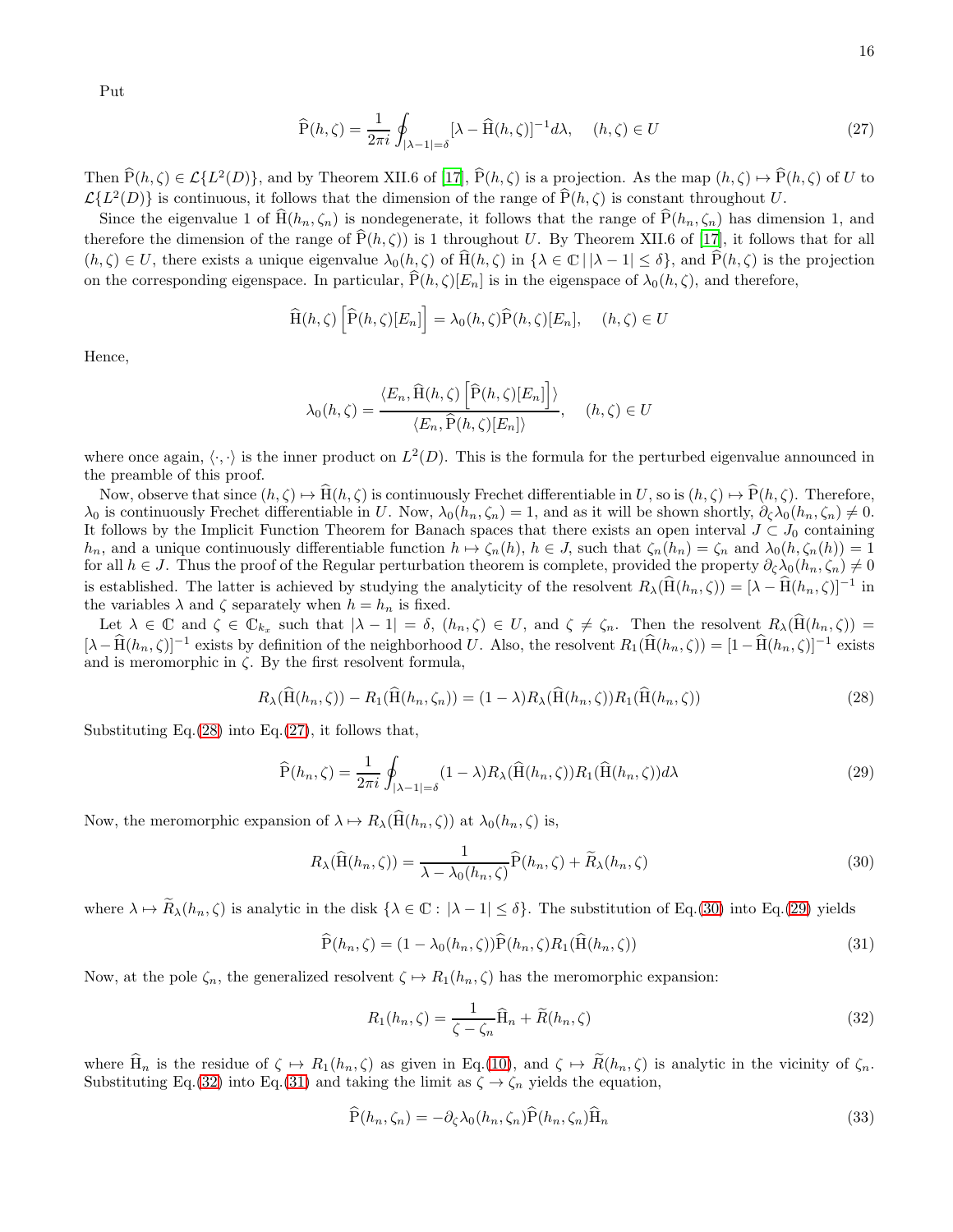Put

$$\widehat{\mathrm{P}}(h,\zeta) = \frac{1}{2\pi i}\oint_{|\lambda-1|=\delta}[\lambda - \widehat{\mathrm{H}}(h,\zeta)]^{-1}d\lambda, \quad (h,\zeta)\in U \tag{27}$$

Then $\widehat{\mathrm{P}}(h,\zeta)\in\mathcal{L}\{L^2(D)\}$, and by Theorem XII.6 of [17], $\widehat{\mathrm{P}}(h,\zeta)$ is a projection. As the map $(h,\zeta)\mapsto\widehat{\mathrm{P}}(h,\zeta)$ of $U$ to $\mathcal{L}\{L^2(D)\}$ is continuous, it follows that the dimension of the range of $\widehat{\mathrm{P}}(h,\zeta)$ is constant throughout $U$.

Since the eigenvalue 1 of $\widehat{\mathrm{H}}(h_n,\zeta_n)$ is nondegenerate, it follows that the range of $\widehat{\mathrm{P}}(h_n,\zeta_n)$ has dimension 1, and therefore the dimension of the range of $\widehat{\mathrm{P}}(h,\zeta))$ is 1 throughout $U$. By Theorem XII.6 of [17], it follows that for all $(h,\zeta)\in U$, there exists a unique eigenvalue $\lambda_0(h,\zeta)$ of $\widehat{\mathrm{H}}(h,\zeta)$ in $\{\lambda\in\mathbb{C}\,|\,|\lambda-1|\le\delta\}$, and $\widehat{\mathrm{P}}(h,\zeta)$ is the projection on the corresponding eigenspace. In particular, $\widehat{\mathrm{P}}(h,\zeta)[E_n]$ is in the eigenspace of $\lambda_0(h,\zeta)$, and therefore,

$$\widehat{\mathrm{H}}(h,\zeta)\left[\widehat{\mathrm{P}}(h,\zeta)[E_n]\right] = \lambda_0(h,\zeta)\widehat{\mathrm{P}}(h,\zeta)[E_n], \quad (h,\zeta)\in U$$

Hence,

$$\lambda_0(h,\zeta) = \frac{\langle E_n, \widehat{\mathrm{H}}(h,\zeta)\left[\widehat{\mathrm{P}}(h,\zeta)[E_n]\right]\rangle}{\langle E_n, \widehat{\mathrm{P}}(h,\zeta)[E_n]\rangle}, \quad (h,\zeta)\in U$$

where once again, $\langle\cdot,\cdot\rangle$ is the inner product on $L^2(D)$. This is the formula for the perturbed eigenvalue announced in the preamble of this proof.

Now, observe that since $(h,\zeta)\mapsto\widehat{\mathrm{H}}(h,\zeta)$ is continuously Frechet differentiable in $U$, so is $(h,\zeta)\mapsto\widehat{\mathrm{P}}(h,\zeta)$. Therefore, $\lambda_0$ is continuously Frechet differentiable in $U$. Now, $\lambda_0(h_n,\zeta_n)=1$, and as it will be shown shortly, $\partial_\zeta\lambda_0(h_n,\zeta_n)\neq 0$. It follows by the Implicit Function Theorem for Banach spaces that there exists an open interval $J\subset J_0$ containing $h_n$, and a unique continuously differentiable function $h\mapsto\zeta_n(h)$, $h\in J$, such that $\zeta_n(h_n)=\zeta_n$ and $\lambda_0(h,\zeta_n(h))=1$ for all $h\in J$. Thus the proof of the Regular perturbation theorem is complete, provided the property $\partial_\zeta\lambda_0(h_n,\zeta_n)\neq 0$ is established. The latter is achieved by studying the analyticity of the resolvent $R_\lambda(\widehat{\mathrm{H}}(h_n,\zeta)) = [\lambda-\widehat{\mathrm{H}}(h_n,\zeta)]^{-1}$ in the variables $\lambda$ and $\zeta$ separately when $h=h_n$ is fixed.

Let $\lambda\in\mathbb{C}$ and $\zeta\in\mathbb{C}_{k_x}$ such that $|\lambda-1|=\delta$, $(h_n,\zeta)\in U$, and $\zeta\neq\zeta_n$. Then the resolvent $R_\lambda(\widehat{\mathrm{H}}(h_n,\zeta)) = [\lambda-\widehat{\mathrm{H}}(h_n,\zeta)]^{-1}$ exists by definition of the neighborhood $U$. Also, the resolvent $R_1(\widehat{\mathrm{H}}(h_n,\zeta)) = [1-\widehat{\mathrm{H}}(h_n,\zeta)]^{-1}$ exists and is meromorphic in $\zeta$. By the first resolvent formula,

$$R_\lambda(\widehat{\mathrm{H}}(h_n,\zeta)) - R_1(\widehat{\mathrm{H}}(h_n,\zeta_n)) = (1-\lambda)R_\lambda(\widehat{\mathrm{H}}(h_n,\zeta))R_1(\widehat{\mathrm{H}}(h_n,\zeta)) \tag{28}$$

Substituting Eq.(28) into Eq.(27), it follows that,

$$\widehat{\mathrm{P}}(h_n,\zeta) = \frac{1}{2\pi i}\oint_{|\lambda-1|=\delta}(1-\lambda)R_\lambda(\widehat{\mathrm{H}}(h_n,\zeta))R_1(\widehat{\mathrm{H}}(h_n,\zeta))d\lambda \tag{29}$$

Now, the meromorphic expansion of $\lambda\mapsto R_\lambda(\widehat{\mathrm{H}}(h_n,\zeta))$ at $\lambda_0(h_n,\zeta)$ is,

$$R_\lambda(\widehat{\mathrm{H}}(h_n,\zeta)) = \frac{1}{\lambda-\lambda_0(h_n,\zeta)}\widehat{\mathrm{P}}(h_n,\zeta) + \widetilde{R}_\lambda(h_n,\zeta) \tag{30}$$

where $\lambda\mapsto\widetilde{R}_\lambda(h_n,\zeta)$ is analytic in the disk $\{\lambda\in\mathbb{C}: |\lambda-1|\le\delta\}$. The substitution of Eq.(30) into Eq.(29) yields

$$\widehat{\mathrm{P}}(h_n,\zeta) = (1-\lambda_0(h_n,\zeta))\widehat{\mathrm{P}}(h_n,\zeta)R_1(\widehat{\mathrm{H}}(h_n,\zeta)) \tag{31}$$

Now, at the pole $\zeta_n$, the generalized resolvent $\zeta\mapsto R_1(h_n,\zeta)$ has the meromorphic expansion:

$$R_1(h_n,\zeta) = \frac{1}{\zeta-\zeta_n}\widehat{\mathrm{H}}_n + \widetilde{R}(h_n,\zeta) \tag{32}$$

where $\widehat{\mathrm{H}}_n$ is the residue of $\zeta\mapsto R_1(h_n,\zeta)$ as given in Eq.(10), and $\zeta\mapsto\widetilde{R}(h_n,\zeta)$ is analytic in the vicinity of $\zeta_n$. Substituting Eq.(32) into Eq.(31) and taking the limit as $\zeta\to\zeta_n$ yields the equation,

$$\widehat{\mathrm{P}}(h_n,\zeta_n) = -\partial_\zeta\lambda_0(h_n,\zeta_n)\widehat{\mathrm{P}}(h_n,\zeta_n)\widehat{\mathrm{H}}_n \tag{33}$$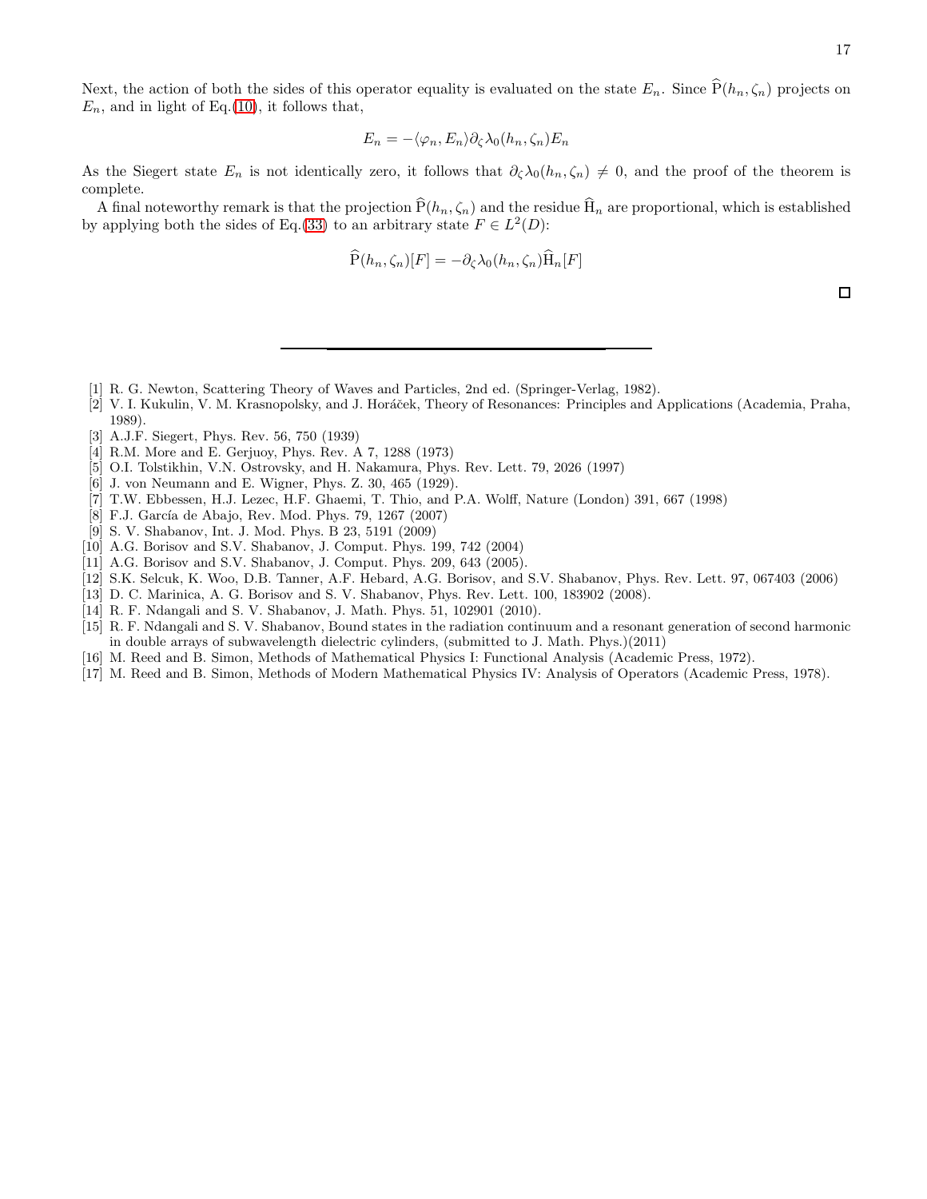Next, the action of both the sides of this operator equality is evaluated on the state $E_n$. Since $\widehat{\mathrm{P}}(h_n, \zeta_n)$ projects on $E_n$, and in light of Eq.(10), it follows that,

$$E_n = -\langle \varphi_n, E_n \rangle \partial_\zeta \lambda_0(h_n, \zeta_n) E_n$$

As the Siegert state $E_n$ is not identically zero, it follows that $\partial_\zeta \lambda_0(h_n, \zeta_n) \neq 0$, and the proof of the theorem is complete.

A final noteworthy remark is that the projection $\widehat{\mathrm{P}}(h_n, \zeta_n)$ and the residue $\widehat{\mathrm{H}}_n$ are proportional, which is established by applying both the sides of Eq.(33) to an arbitrary state $F \in L^2(D)$:

$$\widehat{\mathrm{P}}(h_n, \zeta_n)[F] = -\partial_\zeta \lambda_0(h_n, \zeta_n) \widehat{\mathrm{H}}_n[F]$$

□

---

[1] R. G. Newton, Scattering Theory of Waves and Particles, 2nd ed. (Springer-Verlag, 1982).
[2] V. I. Kukulin, V. M. Krasnopolsky, and J. Horáček, Theory of Resonances: Principles and Applications (Academia, Praha, 1989).
[3] A.J.F. Siegert, Phys. Rev. 56, 750 (1939)
[4] R.M. More and E. Gerjuoy, Phys. Rev. A 7, 1288 (1973)
[5] O.I. Tolstikhin, V.N. Ostrovsky, and H. Nakamura, Phys. Rev. Lett. 79, 2026 (1997)
[6] J. von Neumann and E. Wigner, Phys. Z. 30, 465 (1929).
[7] T.W. Ebbessen, H.J. Lezec, H.F. Ghaemi, T. Thio, and P.A. Wolff, Nature (London) 391, 667 (1998)
[8] F.J. García de Abajo, Rev. Mod. Phys. 79, 1267 (2007)
[9] S. V. Shabanov, Int. J. Mod. Phys. B 23, 5191 (2009)
[10] A.G. Borisov and S.V. Shabanov, J. Comput. Phys. 199, 742 (2004)
[11] A.G. Borisov and S.V. Shabanov, J. Comput. Phys. 209, 643 (2005).
[12] S.K. Selcuk, K. Woo, D.B. Tanner, A.F. Hebard, A.G. Borisov, and S.V. Shabanov, Phys. Rev. Lett. 97, 067403 (2006)
[13] D. C. Marinica, A. G. Borisov and S. V. Shabanov, Phys. Rev. Lett. 100, 183902 (2008).
[14] R. F. Ndangali and S. V. Shabanov, J. Math. Phys. 51, 102901 (2010).
[15] R. F. Ndangali and S. V. Shabanov, Bound states in the radiation continuum and a resonant generation of second harmonic in double arrays of subwavelength dielectric cylinders, (submitted to J. Math. Phys.)(2011)
[16] M. Reed and B. Simon, Methods of Mathematical Physics I: Functional Analysis (Academic Press, 1972).
[17] M. Reed and B. Simon, Methods of Modern Mathematical Physics IV: Analysis of Operators (Academic Press, 1978).